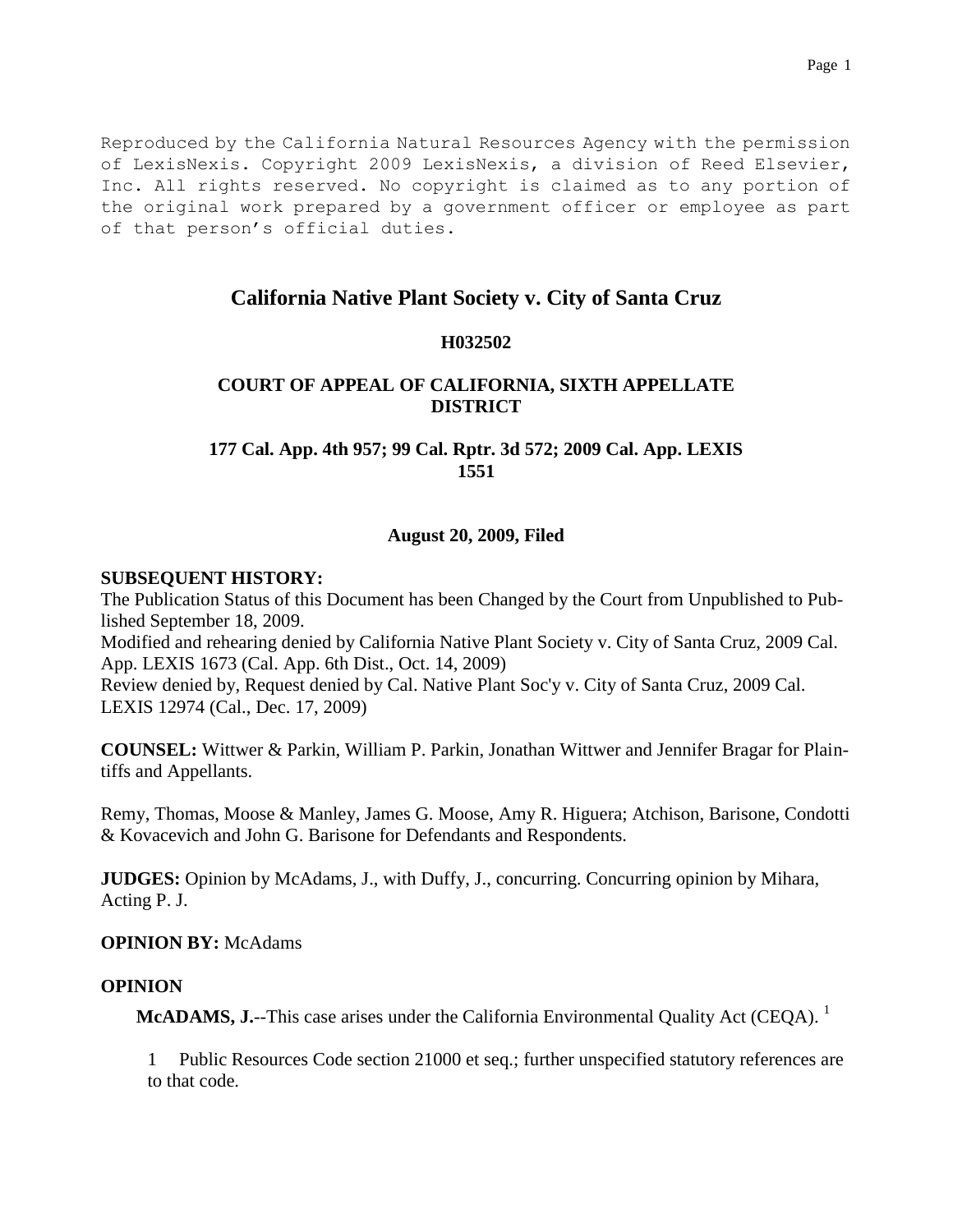Reproduced by the California Natural Resources Agency with the permission of LexisNexis. Copyright 2009 LexisNexis, a division of Reed Elsevier, Inc. All rights reserved. No copyright is claimed as to any portion of the original work prepared by a government officer or employee as part of that person's official duties.

# California Native Plant Society v. City of Santa Cruz

**H032502**

**COURT OF APPEAL OF CALIFORNIA, SIXTH APPELLATE DISTRICT**

**177 Cal. App. 4th 957; 99 Cal. Rptr. 3d 572; 2009 Cal. App. LEXIS 1551**

**August 20, 2009, Filed**

**SUBSEQUENT HISTORY:**
The Publication Status of this Document has been Changed by the Court from Unpublished to Published September 18, 2009.
Modified and rehearing denied by California Native Plant Society v. City of Santa Cruz, 2009 Cal. App. LEXIS 1673 (Cal. App. 6th Dist., Oct. 14, 2009)
Review denied by, Request denied by Cal. Native Plant Soc'y v. City of Santa Cruz, 2009 Cal. LEXIS 12974 (Cal., Dec. 17, 2009)

**COUNSEL:** Wittwer & Parkin, William P. Parkin, Jonathan Wittwer and Jennifer Bragar for Plaintiffs and Appellants.

Remy, Thomas, Moose & Manley, James G. Moose, Amy R. Higuera; Atchison, Barisone, Condotti & Kovacevich and John G. Barisone for Defendants and Respondents.

**JUDGES:** Opinion by McAdams, J., with Duffy, J., concurring. Concurring opinion by Mihara, Acting P. J.

**OPINION BY:** McAdams

**OPINION**

**McADAMS, J.**--This case arises under the California Environmental Quality Act (CEQA). [1]

1 Public Resources Code section 21000 et seq.; further unspecified statutory references are to that code.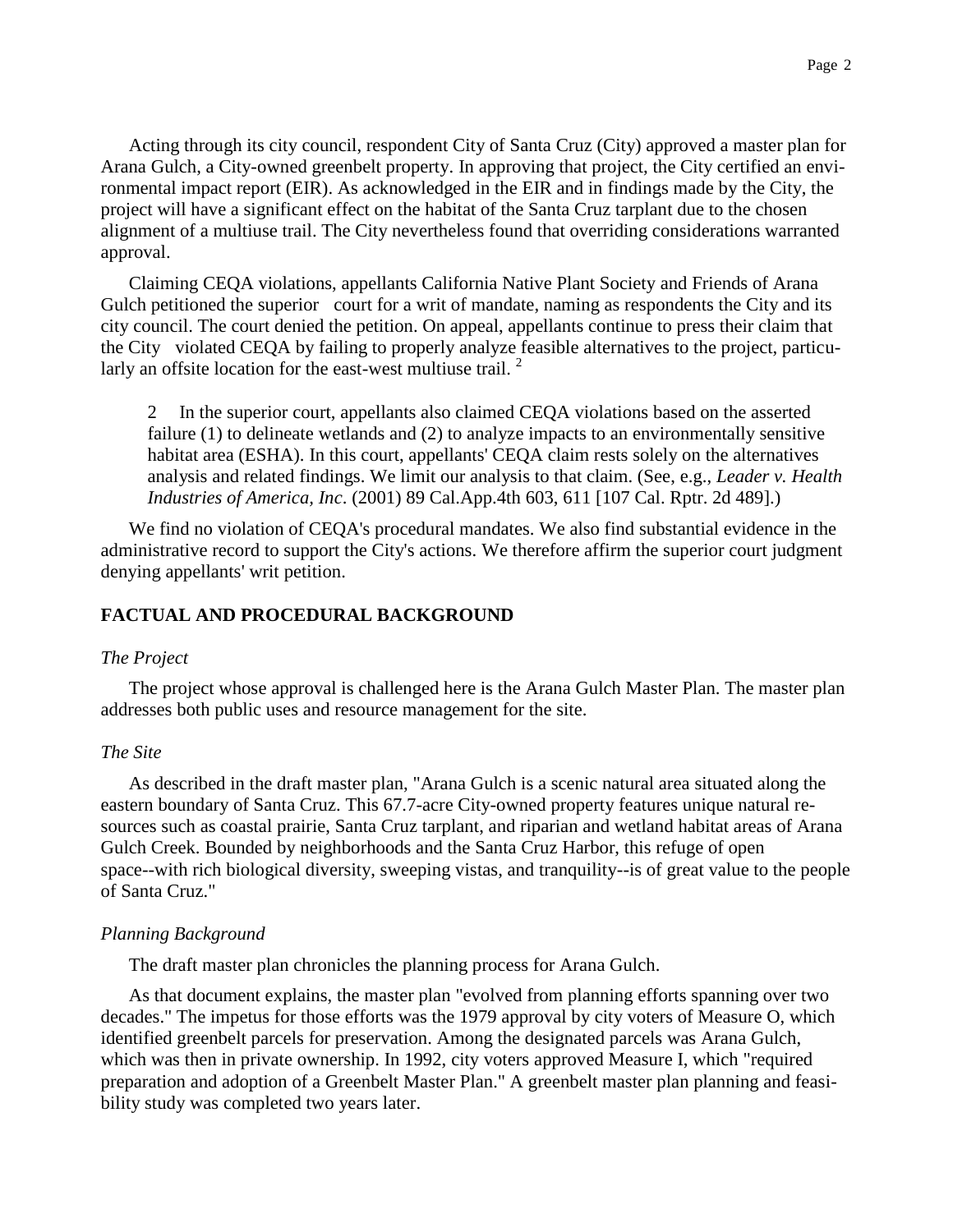Acting through its city council, respondent City of Santa Cruz (City) approved a master plan for Arana Gulch, a City-owned greenbelt property. In approving that project, the City certified an environmental impact report (EIR). As acknowledged in the EIR and in findings made by the City, the project will have a significant effect on the habitat of the Santa Cruz tarplant due to the chosen alignment of a multiuse trail. The City nevertheless found that overriding considerations warranted approval.

Claiming CEQA violations, appellants California Native Plant Society and Friends of Arana Gulch petitioned the superior court for a writ of mandate, naming as respondents the City and its city council. The court denied the petition. On appeal, appellants continue to press their claim that the City violated CEQA by failing to properly analyze feasible alternatives to the project, particularly an offsite location for the east-west multiuse trail. [2]

> 2 In the superior court, appellants also claimed CEQA violations based on the asserted failure (1) to delineate wetlands and (2) to analyze impacts to an environmentally sensitive habitat area (ESHA). In this court, appellants' CEQA claim rests solely on the alternatives analysis and related findings. We limit our analysis to that claim. (See, e.g., *Leader v. Health Industries of America, Inc*. (2001) 89 Cal.App.4th 603, 611 [107 Cal. Rptr. 2d 489].)

We find no violation of CEQA's procedural mandates. We also find substantial evidence in the administrative record to support the City's actions. We therefore affirm the superior court judgment denying appellants' writ petition.

## FACTUAL AND PROCEDURAL BACKGROUND

### *The Project*

The project whose approval is challenged here is the Arana Gulch Master Plan. The master plan addresses both public uses and resource management for the site.

### *The Site*

As described in the draft master plan, "Arana Gulch is a scenic natural area situated along the eastern boundary of Santa Cruz. This 67.7-acre City-owned property features unique natural resources such as coastal prairie, Santa Cruz tarplant, and riparian and wetland habitat areas of Arana Gulch Creek. Bounded by neighborhoods and the Santa Cruz Harbor, this refuge of open space--with rich biological diversity, sweeping vistas, and tranquility--is of great value to the people of Santa Cruz."

### *Planning Background*

The draft master plan chronicles the planning process for Arana Gulch.

As that document explains, the master plan "evolved from planning efforts spanning over two decades." The impetus for those efforts was the 1979 approval by city voters of Measure O, which identified greenbelt parcels for preservation. Among the designated parcels was Arana Gulch, which was then in private ownership. In 1992, city voters approved Measure I, which "required preparation and adoption of a Greenbelt Master Plan." A greenbelt master plan planning and feasibility study was completed two years later.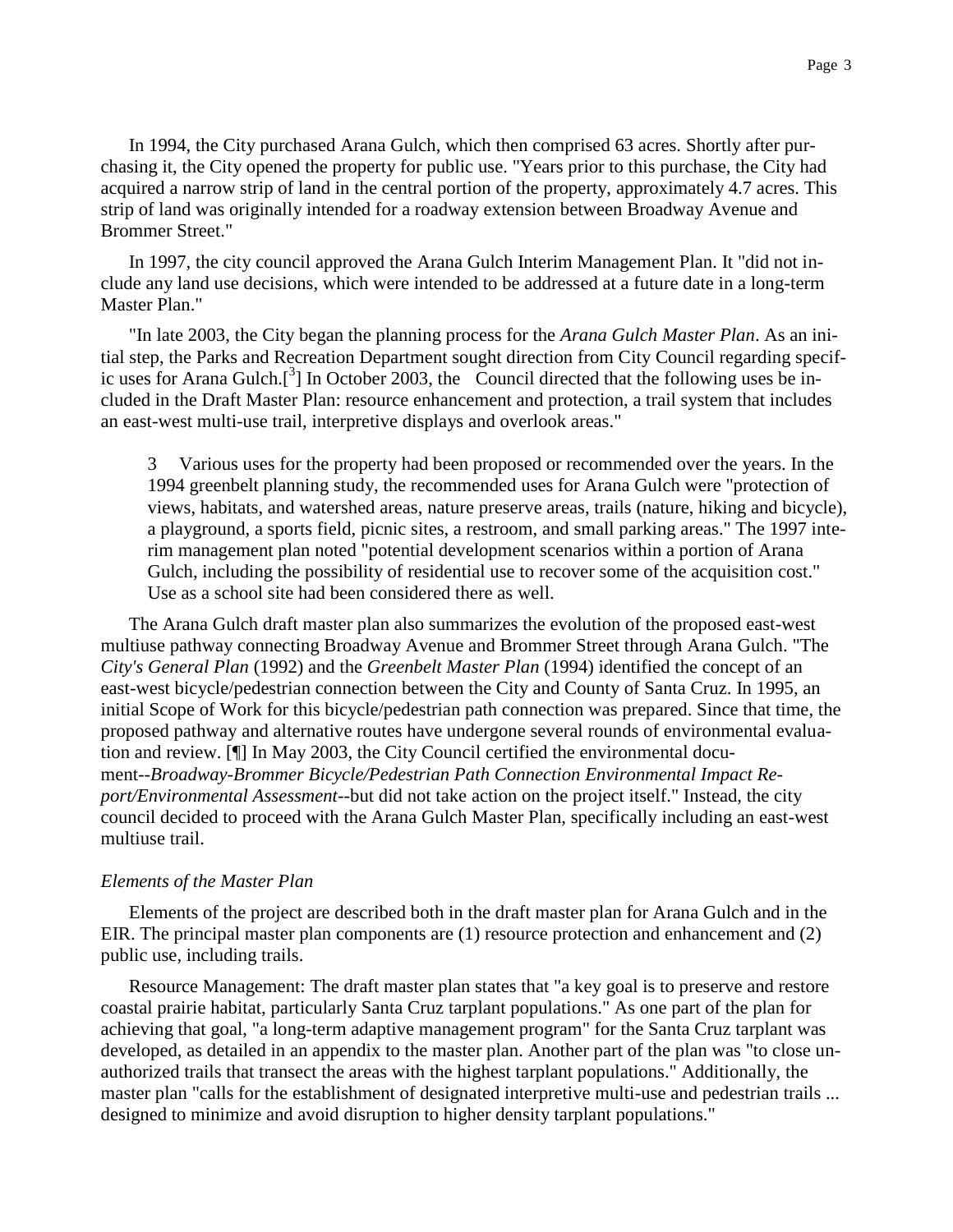In 1994, the City purchased Arana Gulch, which then comprised 63 acres. Shortly after purchasing it, the City opened the property for public use. "Years prior to this purchase, the City had acquired a narrow strip of land in the central portion of the property, approximately 4.7 acres. This strip of land was originally intended for a roadway extension between Broadway Avenue and Brommer Street."

In 1997, the city council approved the Arana Gulch Interim Management Plan. It "did not include any land use decisions, which were intended to be addressed at a future date in a long-term Master Plan."

"In late 2003, the City began the planning process for the *Arana Gulch Master Plan*. As an initial step, the Parks and Recreation Department sought direction from City Council regarding specific uses for Arana Gulch.[3] In October 2003, the Council directed that the following uses be included in the Draft Master Plan: resource enhancement and protection, a trail system that includes an east-west multi-use trail, interpretive displays and overlook areas."

> 3 Various uses for the property had been proposed or recommended over the years. In the 1994 greenbelt planning study, the recommended uses for Arana Gulch were "protection of views, habitats, and watershed areas, nature preserve areas, trails (nature, hiking and bicycle), a playground, a sports field, picnic sites, a restroom, and small parking areas." The 1997 interim management plan noted "potential development scenarios within a portion of Arana Gulch, including the possibility of residential use to recover some of the acquisition cost." Use as a school site had been considered there as well.

The Arana Gulch draft master plan also summarizes the evolution of the proposed east-west multiuse pathway connecting Broadway Avenue and Brommer Street through Arana Gulch. "The *City's General Plan* (1992) and the *Greenbelt Master Plan* (1994) identified the concept of an east-west bicycle/pedestrian connection between the City and County of Santa Cruz. In 1995, an initial Scope of Work for this bicycle/pedestrian path connection was prepared. Since that time, the proposed pathway and alternative routes have undergone several rounds of environmental evaluation and review. [¶] In May 2003, the City Council certified the environmental document--*Broadway-Brommer Bicycle/Pedestrian Path Connection Environmental Impact Report/Environmental Assessment*--but did not take action on the project itself." Instead, the city council decided to proceed with the Arana Gulch Master Plan, specifically including an east-west multiuse trail.

*Elements of the Master Plan*

Elements of the project are described both in the draft master plan for Arana Gulch and in the EIR. The principal master plan components are (1) resource protection and enhancement and (2) public use, including trails.

Resource Management: The draft master plan states that "a key goal is to preserve and restore coastal prairie habitat, particularly Santa Cruz tarplant populations." As one part of the plan for achieving that goal, "a long-term adaptive management program" for the Santa Cruz tarplant was developed, as detailed in an appendix to the master plan. Another part of the plan was "to close unauthorized trails that transect the areas with the highest tarplant populations." Additionally, the master plan "calls for the establishment of designated interpretive multi-use and pedestrian trails ... designed to minimize and avoid disruption to higher density tarplant populations."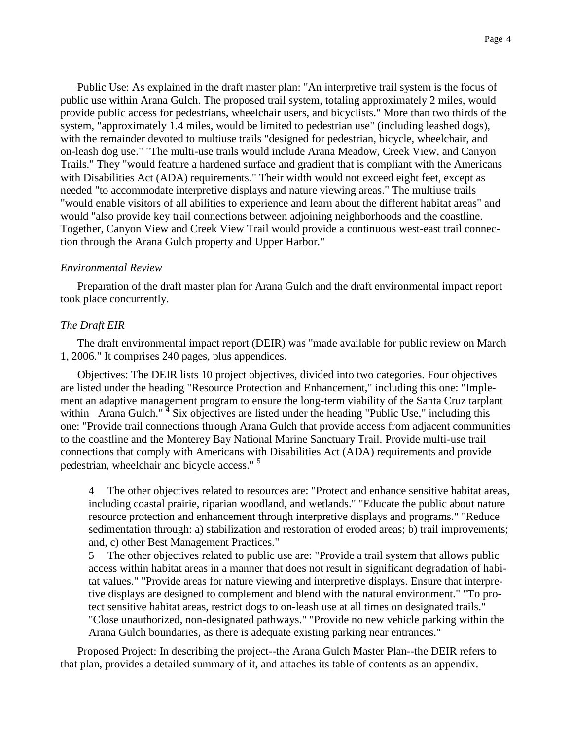Public Use: As explained in the draft master plan: "An interpretive trail system is the focus of public use within Arana Gulch. The proposed trail system, totaling approximately 2 miles, would provide public access for pedestrians, wheelchair users, and bicyclists." More than two thirds of the system, "approximately 1.4 miles, would be limited to pedestrian use" (including leashed dogs), with the remainder devoted to multiuse trails "designed for pedestrian, bicycle, wheelchair, and on-leash dog use." "The multi-use trails would include Arana Meadow, Creek View, and Canyon Trails." They "would feature a hardened surface and gradient that is compliant with the Americans with Disabilities Act (ADA) requirements." Their width would not exceed eight feet, except as needed "to accommodate interpretive displays and nature viewing areas." The multiuse trails "would enable visitors of all abilities to experience and learn about the different habitat areas" and would "also provide key trail connections between adjoining neighborhoods and the coastline. Together, Canyon View and Creek View Trail would provide a continuous west-east trail connection through the Arana Gulch property and Upper Harbor."

*Environmental Review*

Preparation of the draft master plan for Arana Gulch and the draft environmental impact report took place concurrently.

*The Draft EIR*

The draft environmental impact report (DEIR) was "made available for public review on March 1, 2006." It comprises 240 pages, plus appendices.

Objectives: The DEIR lists 10 project objectives, divided into two categories. Four objectives are listed under the heading "Resource Protection and Enhancement," including this one: "Implement an adaptive management program to ensure the long-term viability of the Santa Cruz tarplant within Arana Gulch." [4] Six objectives are listed under the heading "Public Use," including this one: "Provide trail connections through Arana Gulch that provide access from adjacent communities to the coastline and the Monterey Bay National Marine Sanctuary Trail. Provide multi-use trail connections that comply with Americans with Disabilities Act (ADA) requirements and provide pedestrian, wheelchair and bicycle access." [5]

> 4 The other objectives related to resources are: "Protect and enhance sensitive habitat areas, including coastal prairie, riparian woodland, and wetlands." "Educate the public about nature resource protection and enhancement through interpretive displays and programs." "Reduce sedimentation through: a) stabilization and restoration of eroded areas; b) trail improvements; and, c) other Best Management Practices."
>
> 5 The other objectives related to public use are: "Provide a trail system that allows public access within habitat areas in a manner that does not result in significant degradation of habitat values." "Provide areas for nature viewing and interpretive displays. Ensure that interpretive displays are designed to complement and blend with the natural environment." "To protect sensitive habitat areas, restrict dogs to on-leash use at all times on designated trails." "Close unauthorized, non-designated pathways." "Provide no new vehicle parking within the Arana Gulch boundaries, as there is adequate existing parking near entrances."

Proposed Project: In describing the project--the Arana Gulch Master Plan--the DEIR refers to that plan, provides a detailed summary of it, and attaches its table of contents as an appendix.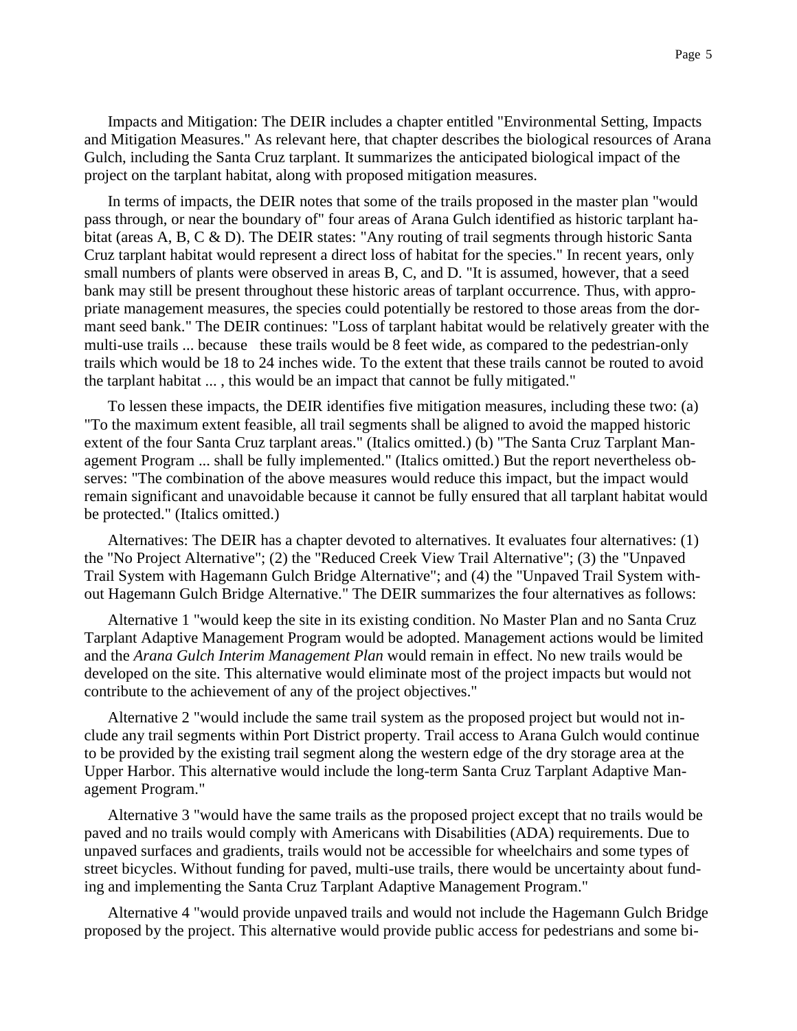Impacts and Mitigation: The DEIR includes a chapter entitled "Environmental Setting, Impacts and Mitigation Measures." As relevant here, that chapter describes the biological resources of Arana Gulch, including the Santa Cruz tarplant. It summarizes the anticipated biological impact of the project on the tarplant habitat, along with proposed mitigation measures.

In terms of impacts, the DEIR notes that some of the trails proposed in the master plan "would pass through, or near the boundary of" four areas of Arana Gulch identified as historic tarplant habitat (areas A, B, C & D). The DEIR states: "Any routing of trail segments through historic Santa Cruz tarplant habitat would represent a direct loss of habitat for the species." In recent years, only small numbers of plants were observed in areas B, C, and D. "It is assumed, however, that a seed bank may still be present throughout these historic areas of tarplant occurrence. Thus, with appropriate management measures, the species could potentially be restored to those areas from the dormant seed bank." The DEIR continues: "Loss of tarplant habitat would be relatively greater with the multi-use trails ... because these trails would be 8 feet wide, as compared to the pedestrian-only trails which would be 18 to 24 inches wide. To the extent that these trails cannot be routed to avoid the tarplant habitat ... , this would be an impact that cannot be fully mitigated."

To lessen these impacts, the DEIR identifies five mitigation measures, including these two: (a) "To the maximum extent feasible, all trail segments shall be aligned to avoid the mapped historic extent of the four Santa Cruz tarplant areas." (Italics omitted.) (b) "The Santa Cruz Tarplant Management Program ... shall be fully implemented." (Italics omitted.) But the report nevertheless observes: "The combination of the above measures would reduce this impact, but the impact would remain significant and unavoidable because it cannot be fully ensured that all tarplant habitat would be protected." (Italics omitted.)

Alternatives: The DEIR has a chapter devoted to alternatives. It evaluates four alternatives: (1) the "No Project Alternative"; (2) the "Reduced Creek View Trail Alternative"; (3) the "Unpaved Trail System with Hagemann Gulch Bridge Alternative"; and (4) the "Unpaved Trail System without Hagemann Gulch Bridge Alternative." The DEIR summarizes the four alternatives as follows:

Alternative 1 "would keep the site in its existing condition. No Master Plan and no Santa Cruz Tarplant Adaptive Management Program would be adopted. Management actions would be limited and the *Arana Gulch Interim Management Plan* would remain in effect. No new trails would be developed on the site. This alternative would eliminate most of the project impacts but would not contribute to the achievement of any of the project objectives."

Alternative 2 "would include the same trail system as the proposed project but would not include any trail segments within Port District property. Trail access to Arana Gulch would continue to be provided by the existing trail segment along the western edge of the dry storage area at the Upper Harbor. This alternative would include the long-term Santa Cruz Tarplant Adaptive Management Program."

Alternative 3 "would have the same trails as the proposed project except that no trails would be paved and no trails would comply with Americans with Disabilities (ADA) requirements. Due to unpaved surfaces and gradients, trails would not be accessible for wheelchairs and some types of street bicycles. Without funding for paved, multi-use trails, there would be uncertainty about funding and implementing the Santa Cruz Tarplant Adaptive Management Program."

Alternative 4 "would provide unpaved trails and would not include the Hagemann Gulch Bridge proposed by the project. This alternative would provide public access for pedestrians and some bi-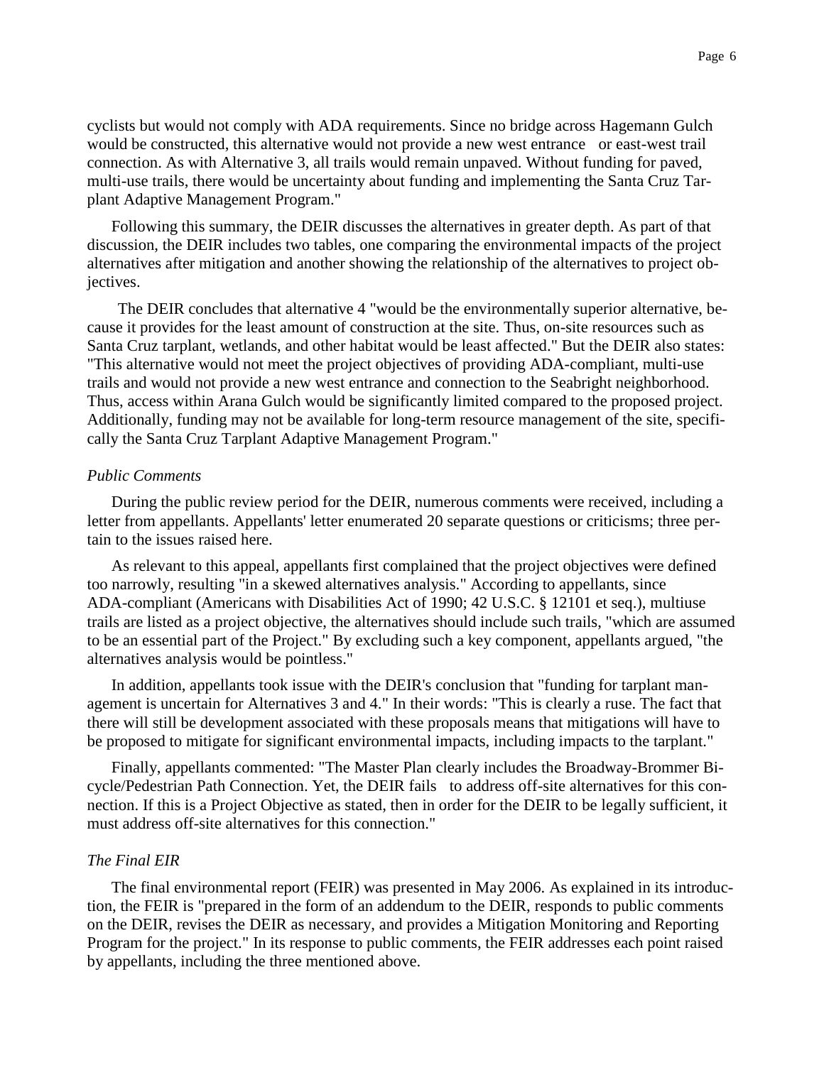cyclists but would not comply with ADA requirements. Since no bridge across Hagemann Gulch would be constructed, this alternative would not provide a new west entrance or east-west trail connection. As with Alternative 3, all trails would remain unpaved. Without funding for paved, multi-use trails, there would be uncertainty about funding and implementing the Santa Cruz Tarplant Adaptive Management Program."

Following this summary, the DEIR discusses the alternatives in greater depth. As part of that discussion, the DEIR includes two tables, one comparing the environmental impacts of the project alternatives after mitigation and another showing the relationship of the alternatives to project objectives.

The DEIR concludes that alternative 4 "would be the environmentally superior alternative, because it provides for the least amount of construction at the site. Thus, on-site resources such as Santa Cruz tarplant, wetlands, and other habitat would be least affected." But the DEIR also states: "This alternative would not meet the project objectives of providing ADA-compliant, multi-use trails and would not provide a new west entrance and connection to the Seabright neighborhood. Thus, access within Arana Gulch would be significantly limited compared to the proposed project. Additionally, funding may not be available for long-term resource management of the site, specifically the Santa Cruz Tarplant Adaptive Management Program."

*Public Comments*

During the public review period for the DEIR, numerous comments were received, including a letter from appellants. Appellants' letter enumerated 20 separate questions or criticisms; three pertain to the issues raised here.

As relevant to this appeal, appellants first complained that the project objectives were defined too narrowly, resulting "in a skewed alternatives analysis." According to appellants, since ADA-compliant (Americans with Disabilities Act of 1990; 42 U.S.C. § 12101 et seq.), multiuse trails are listed as a project objective, the alternatives should include such trails, "which are assumed to be an essential part of the Project." By excluding such a key component, appellants argued, "the alternatives analysis would be pointless."

In addition, appellants took issue with the DEIR's conclusion that "funding for tarplant management is uncertain for Alternatives 3 and 4." In their words: "This is clearly a ruse. The fact that there will still be development associated with these proposals means that mitigations will have to be proposed to mitigate for significant environmental impacts, including impacts to the tarplant."

Finally, appellants commented: "The Master Plan clearly includes the Broadway-Brommer Bicycle/Pedestrian Path Connection. Yet, the DEIR fails to address off-site alternatives for this connection. If this is a Project Objective as stated, then in order for the DEIR to be legally sufficient, it must address off-site alternatives for this connection."

*The Final EIR*

The final environmental report (FEIR) was presented in May 2006. As explained in its introduction, the FEIR is "prepared in the form of an addendum to the DEIR, responds to public comments on the DEIR, revises the DEIR as necessary, and provides a Mitigation Monitoring and Reporting Program for the project." In its response to public comments, the FEIR addresses each point raised by appellants, including the three mentioned above.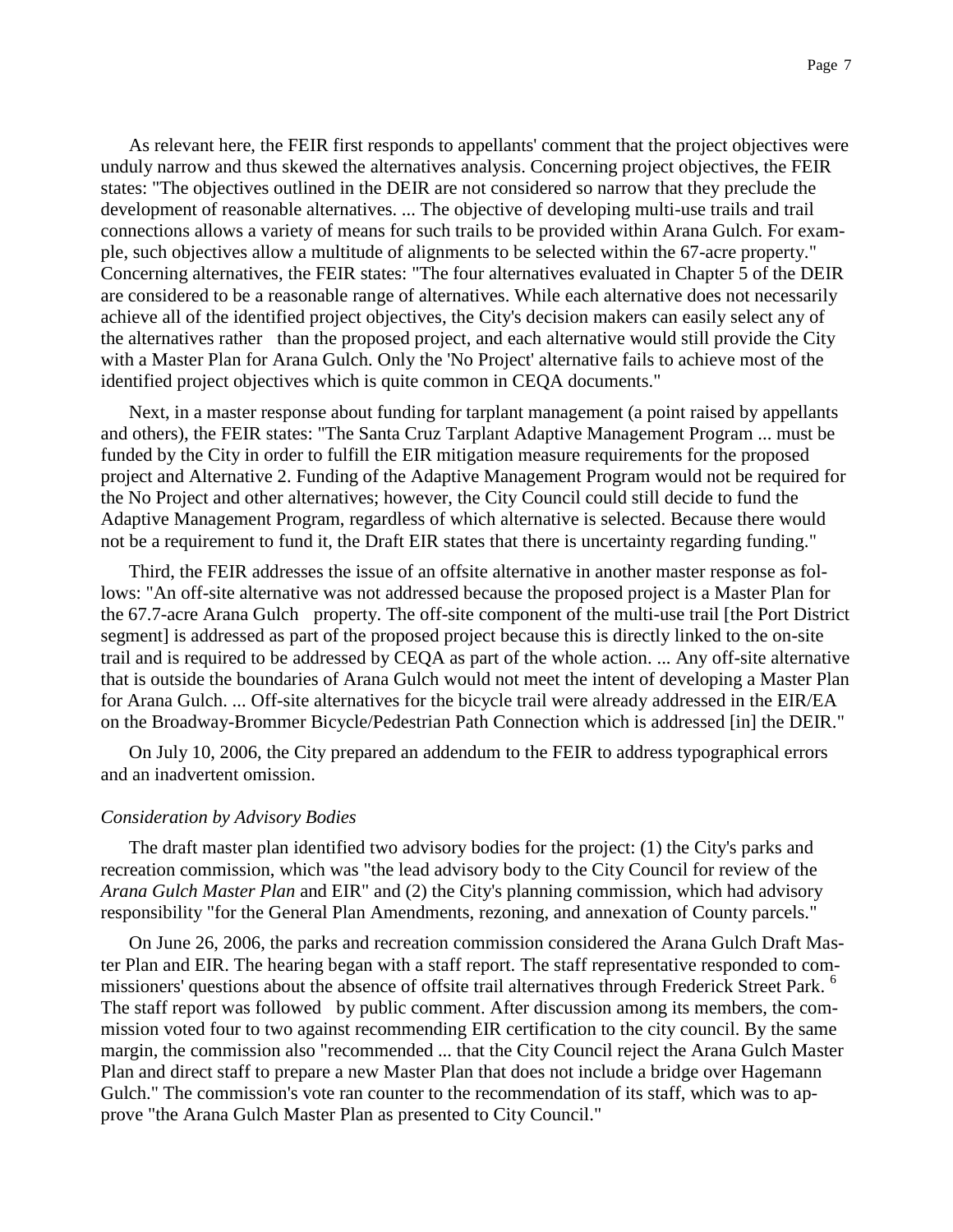As relevant here, the FEIR first responds to appellants' comment that the project objectives were unduly narrow and thus skewed the alternatives analysis. Concerning project objectives, the FEIR states: "The objectives outlined in the DEIR are not considered so narrow that they preclude the development of reasonable alternatives. ... The objective of developing multi-use trails and trail connections allows a variety of means for such trails to be provided within Arana Gulch. For example, such objectives allow a multitude of alignments to be selected within the 67-acre property." Concerning alternatives, the FEIR states: "The four alternatives evaluated in Chapter 5 of the DEIR are considered to be a reasonable range of alternatives. While each alternative does not necessarily achieve all of the identified project objectives, the City's decision makers can easily select any of the alternatives rather than the proposed project, and each alternative would still provide the City with a Master Plan for Arana Gulch. Only the 'No Project' alternative fails to achieve most of the identified project objectives which is quite common in CEQA documents."

Next, in a master response about funding for tarplant management (a point raised by appellants and others), the FEIR states: "The Santa Cruz Tarplant Adaptive Management Program ... must be funded by the City in order to fulfill the EIR mitigation measure requirements for the proposed project and Alternative 2. Funding of the Adaptive Management Program would not be required for the No Project and other alternatives; however, the City Council could still decide to fund the Adaptive Management Program, regardless of which alternative is selected. Because there would not be a requirement to fund it, the Draft EIR states that there is uncertainty regarding funding."

Third, the FEIR addresses the issue of an offsite alternative in another master response as follows: "An off-site alternative was not addressed because the proposed project is a Master Plan for the 67.7-acre Arana Gulch property. The off-site component of the multi-use trail [the Port District segment] is addressed as part of the proposed project because this is directly linked to the on-site trail and is required to be addressed by CEQA as part of the whole action. ... Any off-site alternative that is outside the boundaries of Arana Gulch would not meet the intent of developing a Master Plan for Arana Gulch. ... Off-site alternatives for the bicycle trail were already addressed in the EIR/EA on the Broadway-Brommer Bicycle/Pedestrian Path Connection which is addressed [in] the DEIR."

On July 10, 2006, the City prepared an addendum to the FEIR to address typographical errors and an inadvertent omission.

*Consideration by Advisory Bodies*

The draft master plan identified two advisory bodies for the project: (1) the City's parks and recreation commission, which was "the lead advisory body to the City Council for review of the *Arana Gulch Master Plan* and EIR" and (2) the City's planning commission, which had advisory responsibility "for the General Plan Amendments, rezoning, and annexation of County parcels."

On June 26, 2006, the parks and recreation commission considered the Arana Gulch Draft Master Plan and EIR. The hearing began with a staff report. The staff representative responded to commissioners' questions about the absence of offsite trail alternatives through Frederick Street Park. [6] The staff report was followed by public comment. After discussion among its members, the commission voted four to two against recommending EIR certification to the city council. By the same margin, the commission also "recommended ... that the City Council reject the Arana Gulch Master Plan and direct staff to prepare a new Master Plan that does not include a bridge over Hagemann Gulch." The commission's vote ran counter to the recommendation of its staff, which was to approve "the Arana Gulch Master Plan as presented to City Council."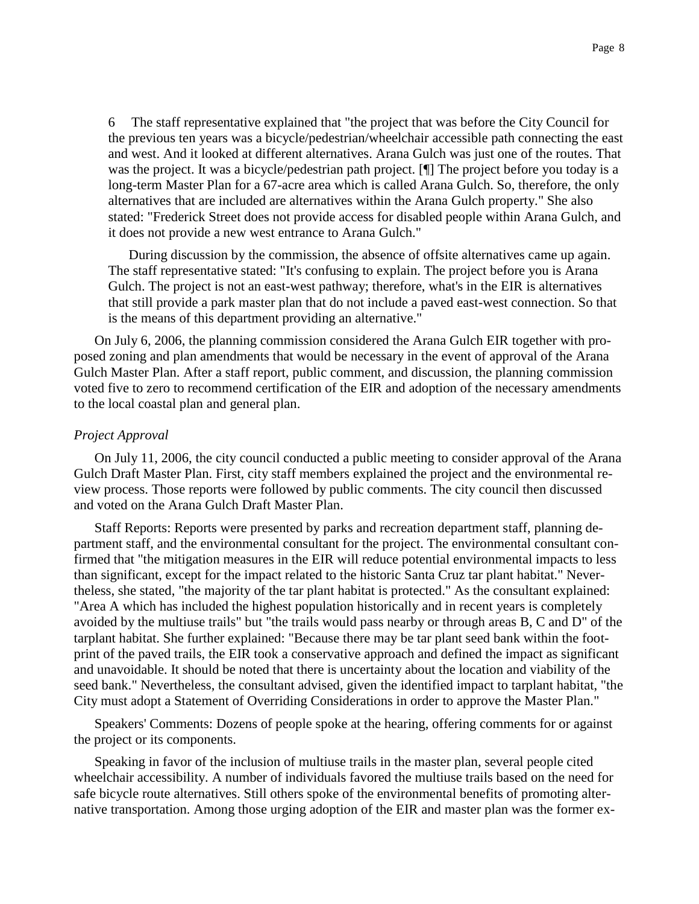6 The staff representative explained that "the project that was before the City Council for the previous ten years was a bicycle/pedestrian/wheelchair accessible path connecting the east and west. And it looked at different alternatives. Arana Gulch was just one of the routes. That was the project. It was a bicycle/pedestrian path project. [¶] The project before you today is a long-term Master Plan for a 67-acre area which is called Arana Gulch. So, therefore, the only alternatives that are included are alternatives within the Arana Gulch property." She also stated: "Frederick Street does not provide access for disabled people within Arana Gulch, and it does not provide a new west entrance to Arana Gulch."

During discussion by the commission, the absence of offsite alternatives came up again. The staff representative stated: "It's confusing to explain. The project before you is Arana Gulch. The project is not an east-west pathway; therefore, what's in the EIR is alternatives that still provide a park master plan that do not include a paved east-west connection. So that is the means of this department providing an alternative."

On July 6, 2006, the planning commission considered the Arana Gulch EIR together with proposed zoning and plan amendments that would be necessary in the event of approval of the Arana Gulch Master Plan. After a staff report, public comment, and discussion, the planning commission voted five to zero to recommend certification of the EIR and adoption of the necessary amendments to the local coastal plan and general plan.

*Project Approval*

On July 11, 2006, the city council conducted a public meeting to consider approval of the Arana Gulch Draft Master Plan. First, city staff members explained the project and the environmental review process. Those reports were followed by public comments. The city council then discussed and voted on the Arana Gulch Draft Master Plan.

Staff Reports: Reports were presented by parks and recreation department staff, planning department staff, and the environmental consultant for the project. The environmental consultant confirmed that "the mitigation measures in the EIR will reduce potential environmental impacts to less than significant, except for the impact related to the historic Santa Cruz tar plant habitat." Nevertheless, she stated, "the majority of the tar plant habitat is protected." As the consultant explained: "Area A which has included the highest population historically and in recent years is completely avoided by the multiuse trails" but "the trails would pass nearby or through areas B, C and D" of the tarplant habitat. She further explained: "Because there may be tar plant seed bank within the footprint of the paved trails, the EIR took a conservative approach and defined the impact as significant and unavoidable. It should be noted that there is uncertainty about the location and viability of the seed bank." Nevertheless, the consultant advised, given the identified impact to tarplant habitat, "the City must adopt a Statement of Overriding Considerations in order to approve the Master Plan."

Speakers' Comments: Dozens of people spoke at the hearing, offering comments for or against the project or its components.

Speaking in favor of the inclusion of multiuse trails in the master plan, several people cited wheelchair accessibility. A number of individuals favored the multiuse trails based on the need for safe bicycle route alternatives. Still others spoke of the environmental benefits of promoting alternative transportation. Among those urging adoption of the EIR and master plan was the former ex-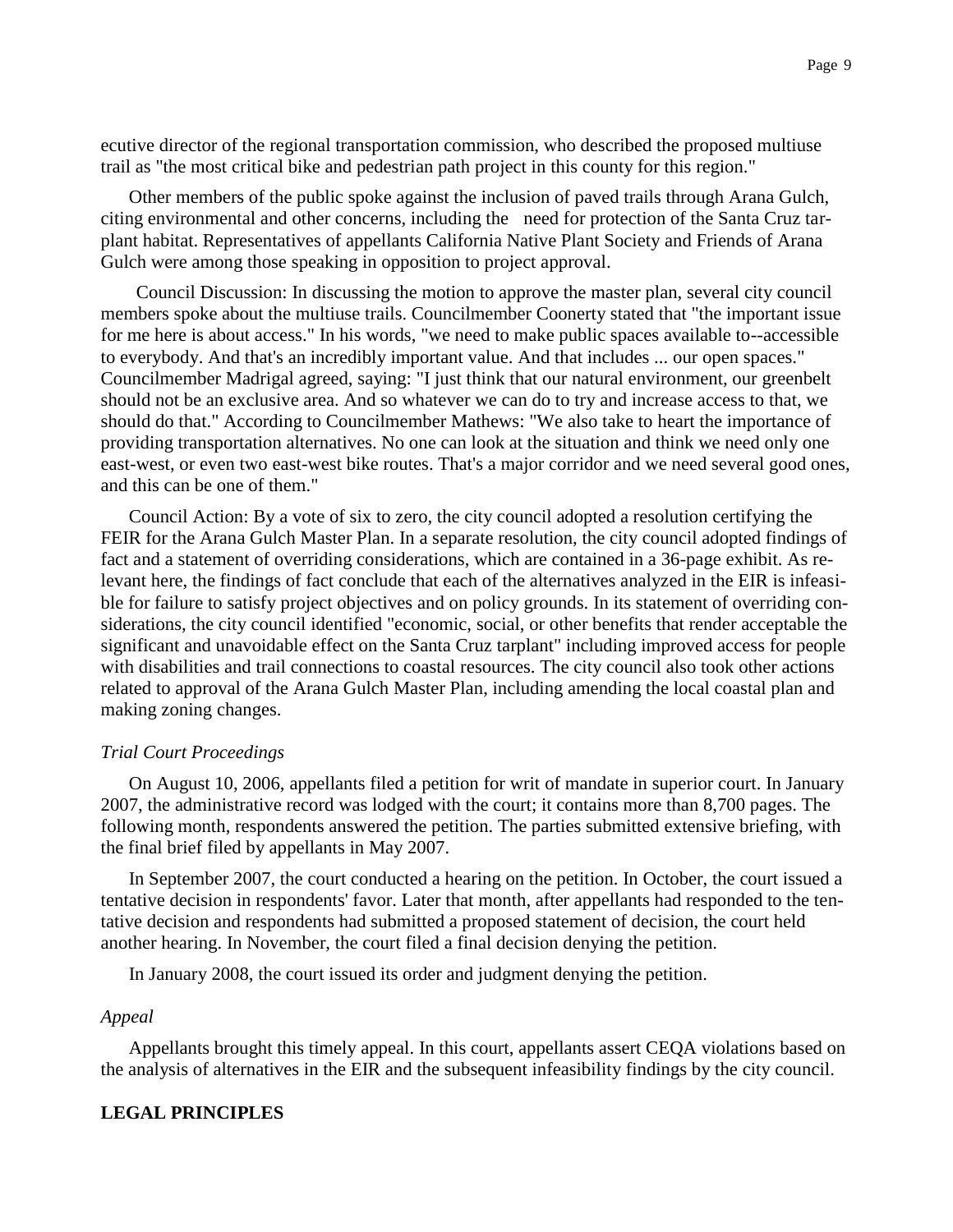ecutive director of the regional transportation commission, who described the proposed multiuse trail as "the most critical bike and pedestrian path project in this county for this region."

Other members of the public spoke against the inclusion of paved trails through Arana Gulch, citing environmental and other concerns, including the need for protection of the Santa Cruz tarplant habitat. Representatives of appellants California Native Plant Society and Friends of Arana Gulch were among those speaking in opposition to project approval.

Council Discussion: In discussing the motion to approve the master plan, several city council members spoke about the multiuse trails. Councilmember Coonerty stated that "the important issue for me here is about access." In his words, "we need to make public spaces available to--accessible to everybody. And that's an incredibly important value. And that includes ... our open spaces." Councilmember Madrigal agreed, saying: "I just think that our natural environment, our greenbelt should not be an exclusive area. And so whatever we can do to try and increase access to that, we should do that." According to Councilmember Mathews: "We also take to heart the importance of providing transportation alternatives. No one can look at the situation and think we need only one east-west, or even two east-west bike routes. That's a major corridor and we need several good ones, and this can be one of them."

Council Action: By a vote of six to zero, the city council adopted a resolution certifying the FEIR for the Arana Gulch Master Plan. In a separate resolution, the city council adopted findings of fact and a statement of overriding considerations, which are contained in a 36-page exhibit. As relevant here, the findings of fact conclude that each of the alternatives analyzed in the EIR is infeasible for failure to satisfy project objectives and on policy grounds. In its statement of overriding considerations, the city council identified "economic, social, or other benefits that render acceptable the significant and unavoidable effect on the Santa Cruz tarplant" including improved access for people with disabilities and trail connections to coastal resources. The city council also took other actions related to approval of the Arana Gulch Master Plan, including amending the local coastal plan and making zoning changes.

*Trial Court Proceedings*

On August 10, 2006, appellants filed a petition for writ of mandate in superior court. In January 2007, the administrative record was lodged with the court; it contains more than 8,700 pages. The following month, respondents answered the petition. The parties submitted extensive briefing, with the final brief filed by appellants in May 2007.

In September 2007, the court conducted a hearing on the petition. In October, the court issued a tentative decision in respondents' favor. Later that month, after appellants had responded to the tentative decision and respondents had submitted a proposed statement of decision, the court held another hearing. In November, the court filed a final decision denying the petition.

In January 2008, the court issued its order and judgment denying the petition.

*Appeal*

Appellants brought this timely appeal. In this court, appellants assert CEQA violations based on the analysis of alternatives in the EIR and the subsequent infeasibility findings by the city council.

**LEGAL PRINCIPLES**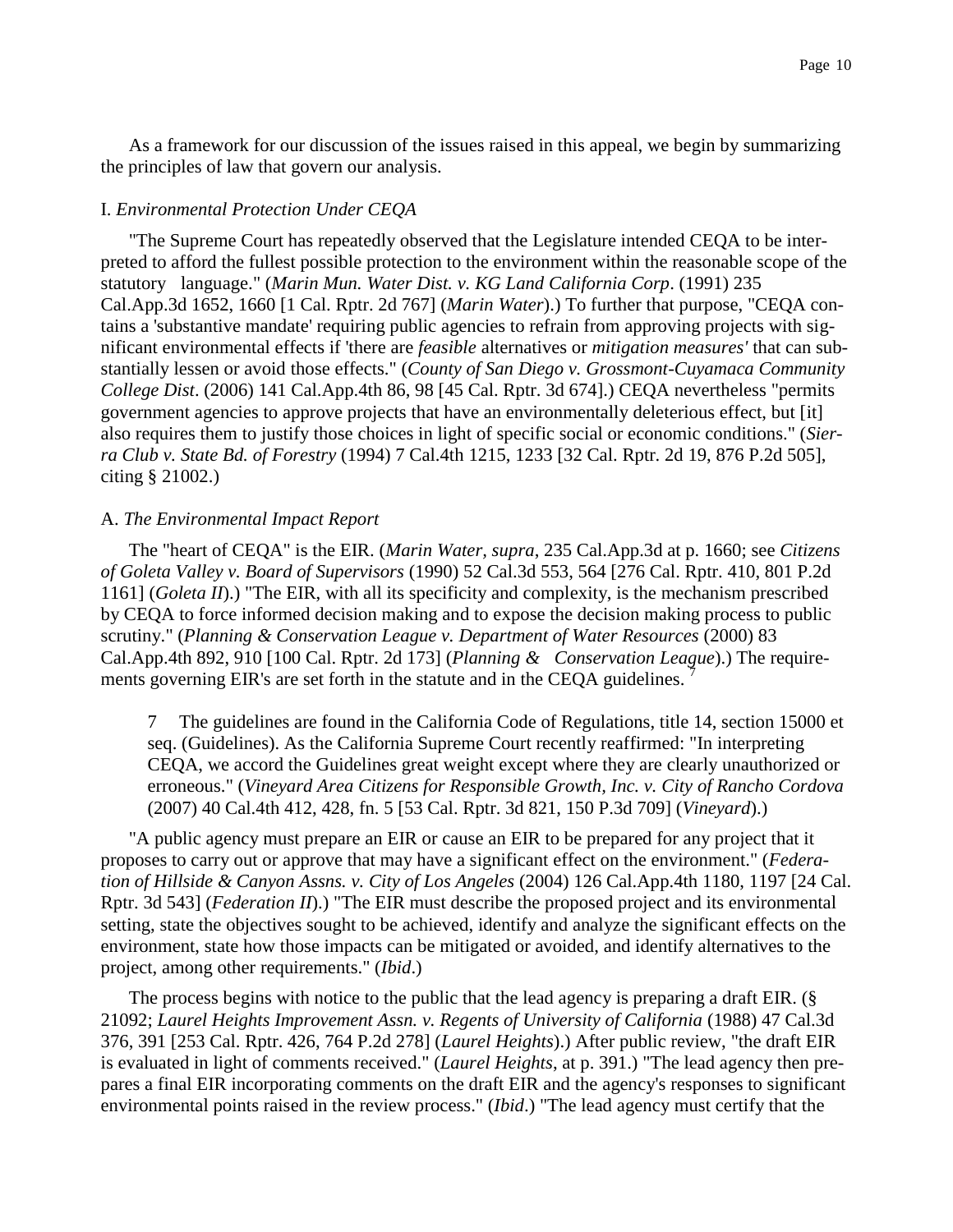As a framework for our discussion of the issues raised in this appeal, we begin by summarizing the principles of law that govern our analysis.

## I. *Environmental Protection Under CEQA*

"The Supreme Court has repeatedly observed that the Legislature intended CEQA to be interpreted to afford the fullest possible protection to the environment within the reasonable scope of the statutory language." (*Marin Mun. Water Dist. v. KG Land California Corp*. (1991) 235 Cal.App.3d 1652, 1660 [1 Cal. Rptr. 2d 767] (*Marin Water*).) To further that purpose, "CEQA contains a 'substantive mandate' requiring public agencies to refrain from approving projects with significant environmental effects if 'there are *feasible* alternatives or *mitigation measures'* that can substantially lessen or avoid those effects." (*County of San Diego v. Grossmont-Cuyamaca Community College Dist*. (2006) 141 Cal.App.4th 86, 98 [45 Cal. Rptr. 3d 674].) CEQA nevertheless "permits government agencies to approve projects that have an environmentally deleterious effect, but [it] also requires them to justify those choices in light of specific social or economic conditions." (*Sierra Club v. State Bd. of Forestry* (1994) 7 Cal.4th 1215, 1233 [32 Cal. Rptr. 2d 19, 876 P.2d 505], citing § 21002.)

### A. *The Environmental Impact Report*

The "heart of CEQA" is the EIR. (*Marin Water, supra*, 235 Cal.App.3d at p. 1660; see *Citizens of Goleta Valley v. Board of Supervisors* (1990) 52 Cal.3d 553, 564 [276 Cal. Rptr. 410, 801 P.2d 1161] (*Goleta II*).) "The EIR, with all its specificity and complexity, is the mechanism prescribed by CEQA to force informed decision making and to expose the decision making process to public scrutiny." (*Planning & Conservation League v. Department of Water Resources* (2000) 83 Cal.App.4th 892, 910 [100 Cal. Rptr. 2d 173] (*Planning & Conservation League*).) The requirements governing EIR's are set forth in the statute and in the CEQA guidelines. [7]

> 7 The guidelines are found in the California Code of Regulations, title 14, section 15000 et seq. (Guidelines). As the California Supreme Court recently reaffirmed: "In interpreting CEQA, we accord the Guidelines great weight except where they are clearly unauthorized or erroneous." (*Vineyard Area Citizens for Responsible Growth, Inc. v. City of Rancho Cordova* (2007) 40 Cal.4th 412, 428, fn. 5 [53 Cal. Rptr. 3d 821, 150 P.3d 709] (*Vineyard*).)

"A public agency must prepare an EIR or cause an EIR to be prepared for any project that it proposes to carry out or approve that may have a significant effect on the environment." (*Federation of Hillside & Canyon Assns. v. City of Los Angeles* (2004) 126 Cal.App.4th 1180, 1197 [24 Cal. Rptr. 3d 543] (*Federation II*).) "The EIR must describe the proposed project and its environmental setting, state the objectives sought to be achieved, identify and analyze the significant effects on the environment, state how those impacts can be mitigated or avoided, and identify alternatives to the project, among other requirements." (*Ibid*.)

The process begins with notice to the public that the lead agency is preparing a draft EIR. (§ 21092; *Laurel Heights Improvement Assn. v. Regents of University of California* (1988) 47 Cal.3d 376, 391 [253 Cal. Rptr. 426, 764 P.2d 278] (*Laurel Heights*).) After public review, "the draft EIR is evaluated in light of comments received." (*Laurel Heights*, at p. 391.) "The lead agency then prepares a final EIR incorporating comments on the draft EIR and the agency's responses to significant environmental points raised in the review process." (*Ibid*.) "The lead agency must certify that the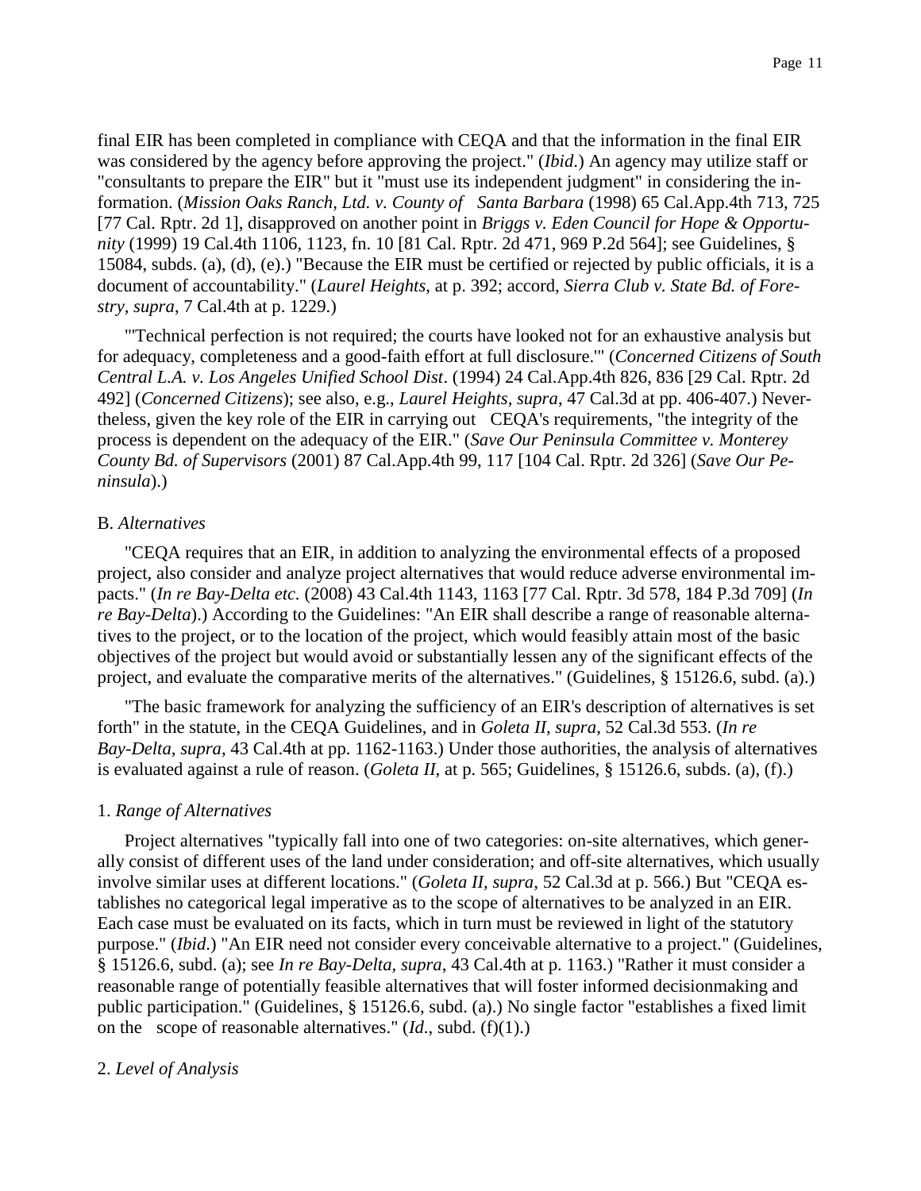final EIR has been completed in compliance with CEQA and that the information in the final EIR was considered by the agency before approving the project." (*Ibid*.) An agency may utilize staff or "consultants to prepare the EIR" but it "must use its independent judgment" in considering the information. (*Mission Oaks Ranch, Ltd. v. County of Santa Barbara* (1998) 65 Cal.App.4th 713, 725 [77 Cal. Rptr. 2d 1], disapproved on another point in *Briggs v. Eden Council for Hope & Opportunity* (1999) 19 Cal.4th 1106, 1123, fn. 10 [81 Cal. Rptr. 2d 471, 969 P.2d 564]; see Guidelines, § 15084, subds. (a), (d), (e).) "Because the EIR must be certified or rejected by public officials, it is a document of accountability." (*Laurel Heights*, at p. 392; accord, *Sierra Club v. State Bd. of Forestry, supra*, 7 Cal.4th at p. 1229.)

"'Technical perfection is not required; the courts have looked not for an exhaustive analysis but for adequacy, completeness and a good-faith effort at full disclosure.'" (*Concerned Citizens of South Central L.A. v. Los Angeles Unified School Dist*. (1994) 24 Cal.App.4th 826, 836 [29 Cal. Rptr. 2d 492] (*Concerned Citizens*); see also, e.g., *Laurel Heights*, *supra*, 47 Cal.3d at pp. 406-407.) Nevertheless, given the key role of the EIR in carrying out CEQA's requirements, "the integrity of the process is dependent on the adequacy of the EIR." (*Save Our Peninsula Committee v. Monterey County Bd. of Supervisors* (2001) 87 Cal.App.4th 99, 117 [104 Cal. Rptr. 2d 326] (*Save Our Peninsula*).)

B. *Alternatives*

"CEQA requires that an EIR, in addition to analyzing the environmental effects of a proposed project, also consider and analyze project alternatives that would reduce adverse environmental impacts." (*In re Bay-Delta etc*. (2008) 43 Cal.4th 1143, 1163 [77 Cal. Rptr. 3d 578, 184 P.3d 709] (*In re Bay-Delta*).) According to the Guidelines: "An EIR shall describe a range of reasonable alternatives to the project, or to the location of the project, which would feasibly attain most of the basic objectives of the project but would avoid or substantially lessen any of the significant effects of the project, and evaluate the comparative merits of the alternatives." (Guidelines, § 15126.6, subd. (a).)

"The basic framework for analyzing the sufficiency of an EIR's description of alternatives is set forth" in the statute, in the CEQA Guidelines, and in *Goleta II, supra*, 52 Cal.3d 553. (*In re Bay-Delta, supra*, 43 Cal.4th at pp. 1162-1163.) Under those authorities, the analysis of alternatives is evaluated against a rule of reason. (*Goleta II*, at p. 565; Guidelines, § 15126.6, subds. (a), (f).)

1. *Range of Alternatives*

Project alternatives "typically fall into one of two categories: on-site alternatives, which generally consist of different uses of the land under consideration; and off-site alternatives, which usually involve similar uses at different locations." (*Goleta II, supra*, 52 Cal.3d at p. 566.) But "CEQA establishes no categorical legal imperative as to the scope of alternatives to be analyzed in an EIR. Each case must be evaluated on its facts, which in turn must be reviewed in light of the statutory purpose." (*Ibid*.) "An EIR need not consider every conceivable alternative to a project." (Guidelines, § 15126.6, subd. (a); see *In re Bay-Delta, supra*, 43 Cal.4th at p. 1163.) "Rather it must consider a reasonable range of potentially feasible alternatives that will foster informed decisionmaking and public participation." (Guidelines, § 15126.6, subd. (a).) No single factor "establishes a fixed limit on the scope of reasonable alternatives." (*Id*., subd. (f)(1).)

2. *Level of Analysis*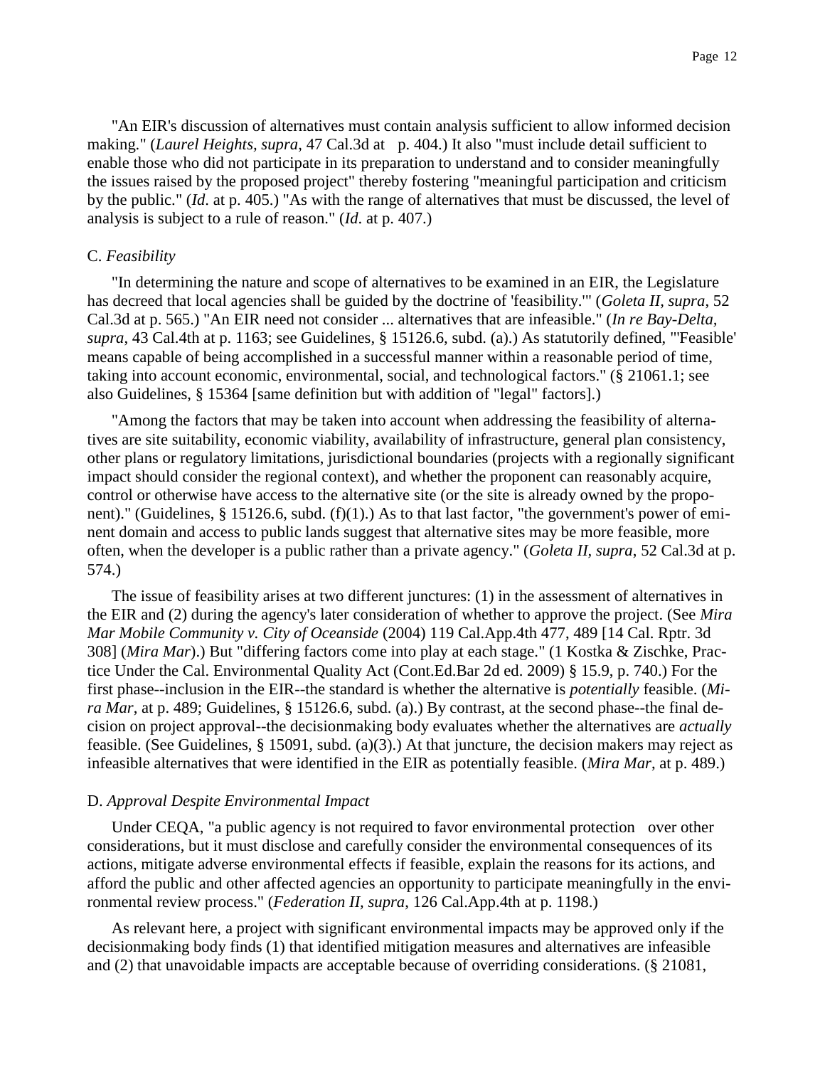"An EIR's discussion of alternatives must contain analysis sufficient to allow informed decision making." (*Laurel Heights, supra*, 47 Cal.3d at p. 404.) It also "must include detail sufficient to enable those who did not participate in its preparation to understand and to consider meaningfully the issues raised by the proposed project" thereby fostering "meaningful participation and criticism by the public." (*Id.* at p. 405.) "As with the range of alternatives that must be discussed, the level of analysis is subject to a rule of reason." (*Id.* at p. 407.)

### C. *Feasibility*

"In determining the nature and scope of alternatives to be examined in an EIR, the Legislature has decreed that local agencies shall be guided by the doctrine of 'feasibility.'" (*Goleta II*, *supra*, 52 Cal.3d at p. 565.) "An EIR need not consider ... alternatives that are infeasible." (*In re Bay-Delta*, *supra*, 43 Cal.4th at p. 1163; see Guidelines, § 15126.6, subd. (a).) As statutorily defined, "'Feasible' means capable of being accomplished in a successful manner within a reasonable period of time, taking into account economic, environmental, social, and technological factors." (§ 21061.1; see also Guidelines, § 15364 [same definition but with addition of "legal" factors].)

"Among the factors that may be taken into account when addressing the feasibility of alternatives are site suitability, economic viability, availability of infrastructure, general plan consistency, other plans or regulatory limitations, jurisdictional boundaries (projects with a regionally significant impact should consider the regional context), and whether the proponent can reasonably acquire, control or otherwise have access to the alternative site (or the site is already owned by the proponent)." (Guidelines, § 15126.6, subd. (f)(1).) As to that last factor, "the government's power of eminent domain and access to public lands suggest that alternative sites may be more feasible, more often, when the developer is a public rather than a private agency." (*Goleta II*, *supra*, 52 Cal.3d at p. 574.)

The issue of feasibility arises at two different junctures: (1) in the assessment of alternatives in the EIR and (2) during the agency's later consideration of whether to approve the project. (See *Mira Mar Mobile Community v. City of Oceanside* (2004) 119 Cal.App.4th 477, 489 [14 Cal. Rptr. 3d 308] (*Mira Mar*).) But "differing factors come into play at each stage." (1 Kostka & Zischke, Practice Under the Cal. Environmental Quality Act (Cont.Ed.Bar 2d ed. 2009) § 15.9, p. 740.) For the first phase--inclusion in the EIR--the standard is whether the alternative is *potentially* feasible. (*Mira Mar*, at p. 489; Guidelines, § 15126.6, subd. (a).) By contrast, at the second phase--the final decision on project approval--the decisionmaking body evaluates whether the alternatives are *actually* feasible. (See Guidelines, § 15091, subd. (a)(3).) At that juncture, the decision makers may reject as infeasible alternatives that were identified in the EIR as potentially feasible. (*Mira Mar*, at p. 489.)

### D. *Approval Despite Environmental Impact*

Under CEQA, "a public agency is not required to favor environmental protection over other considerations, but it must disclose and carefully consider the environmental consequences of its actions, mitigate adverse environmental effects if feasible, explain the reasons for its actions, and afford the public and other affected agencies an opportunity to participate meaningfully in the environmental review process." (*Federation II*, *supra*, 126 Cal.App.4th at p. 1198.)

As relevant here, a project with significant environmental impacts may be approved only if the decisionmaking body finds (1) that identified mitigation measures and alternatives are infeasible and (2) that unavoidable impacts are acceptable because of overriding considerations. (§ 21081,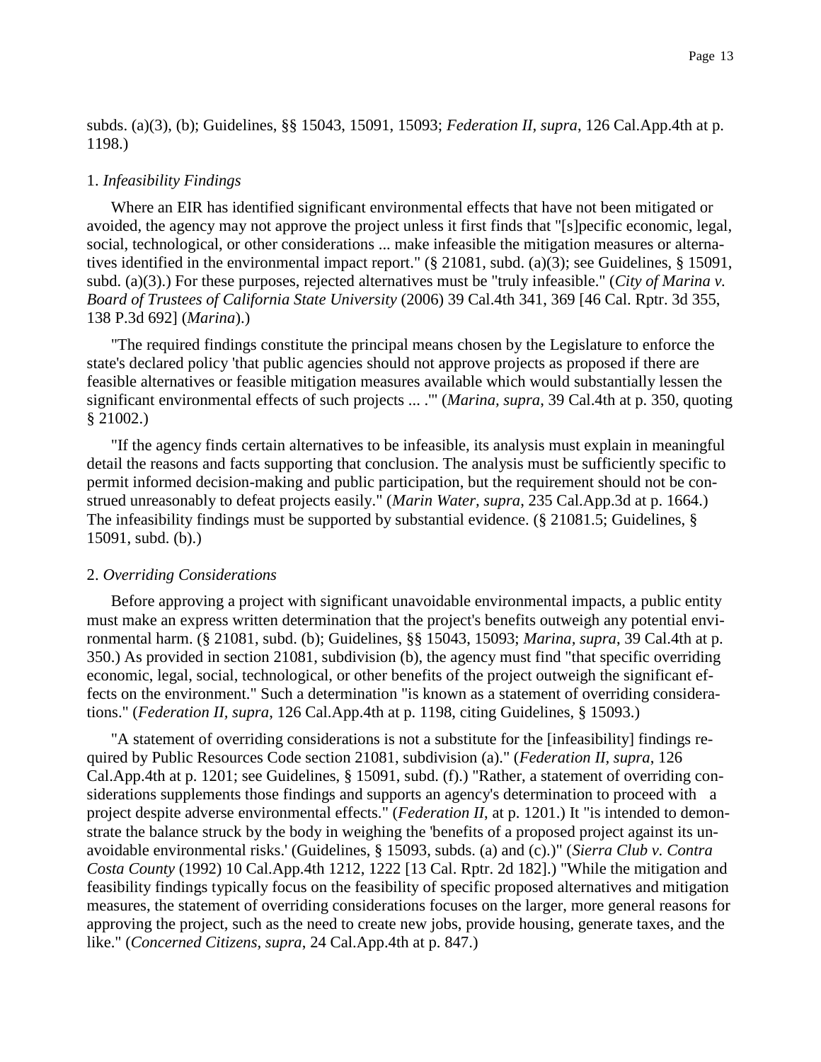subds. (a)(3), (b); Guidelines, §§ 15043, 15091, 15093; *Federation II*, *supra*, 126 Cal.App.4th at p. 1198.)

1. *Infeasibility Findings*

Where an EIR has identified significant environmental effects that have not been mitigated or avoided, the agency may not approve the project unless it first finds that "[s]pecific economic, legal, social, technological, or other considerations ... make infeasible the mitigation measures or alternatives identified in the environmental impact report." (§ 21081, subd. (a)(3); see Guidelines, § 15091, subd. (a)(3).) For these purposes, rejected alternatives must be "truly infeasible." (*City of Marina v. Board of Trustees of California State University* (2006) 39 Cal.4th 341, 369 [46 Cal. Rptr. 3d 355, 138 P.3d 692] (*Marina*).)

"The required findings constitute the principal means chosen by the Legislature to enforce the state's declared policy 'that public agencies should not approve projects as proposed if there are feasible alternatives or feasible mitigation measures available which would substantially lessen the significant environmental effects of such projects ... .'" (*Marina*, *supra*, 39 Cal.4th at p. 350, quoting § 21002.)

"If the agency finds certain alternatives to be infeasible, its analysis must explain in meaningful detail the reasons and facts supporting that conclusion. The analysis must be sufficiently specific to permit informed decision-making and public participation, but the requirement should not be construed unreasonably to defeat projects easily." (*Marin Water, supra*, 235 Cal.App.3d at p. 1664.) The infeasibility findings must be supported by substantial evidence. (§ 21081.5; Guidelines, § 15091, subd. (b).)

2. *Overriding Considerations*

Before approving a project with significant unavoidable environmental impacts, a public entity must make an express written determination that the project's benefits outweigh any potential environmental harm. (§ 21081, subd. (b); Guidelines, §§ 15043, 15093; *Marina*, *supra*, 39 Cal.4th at p. 350.) As provided in section 21081, subdivision (b), the agency must find "that specific overriding economic, legal, social, technological, or other benefits of the project outweigh the significant effects on the environment." Such a determination "is known as a statement of overriding considerations." (*Federation II, supra*, 126 Cal.App.4th at p. 1198, citing Guidelines, § 15093.)

"A statement of overriding considerations is not a substitute for the [infeasibility] findings required by Public Resources Code section 21081, subdivision (a)." (*Federation II*, *supra*, 126 Cal.App.4th at p. 1201; see Guidelines, § 15091, subd. (f).) "Rather, a statement of overriding considerations supplements those findings and supports an agency's determination to proceed with a project despite adverse environmental effects." (*Federation II*, at p. 1201.) It "is intended to demonstrate the balance struck by the body in weighing the 'benefits of a proposed project against its unavoidable environmental risks.' (Guidelines, § 15093, subds. (a) and (c).)" (*Sierra Club v. Contra Costa County* (1992) 10 Cal.App.4th 1212, 1222 [13 Cal. Rptr. 2d 182].) "While the mitigation and feasibility findings typically focus on the feasibility of specific proposed alternatives and mitigation measures, the statement of overriding considerations focuses on the larger, more general reasons for approving the project, such as the need to create new jobs, provide housing, generate taxes, and the like." (*Concerned Citizens, supra*, 24 Cal.App.4th at p. 847.)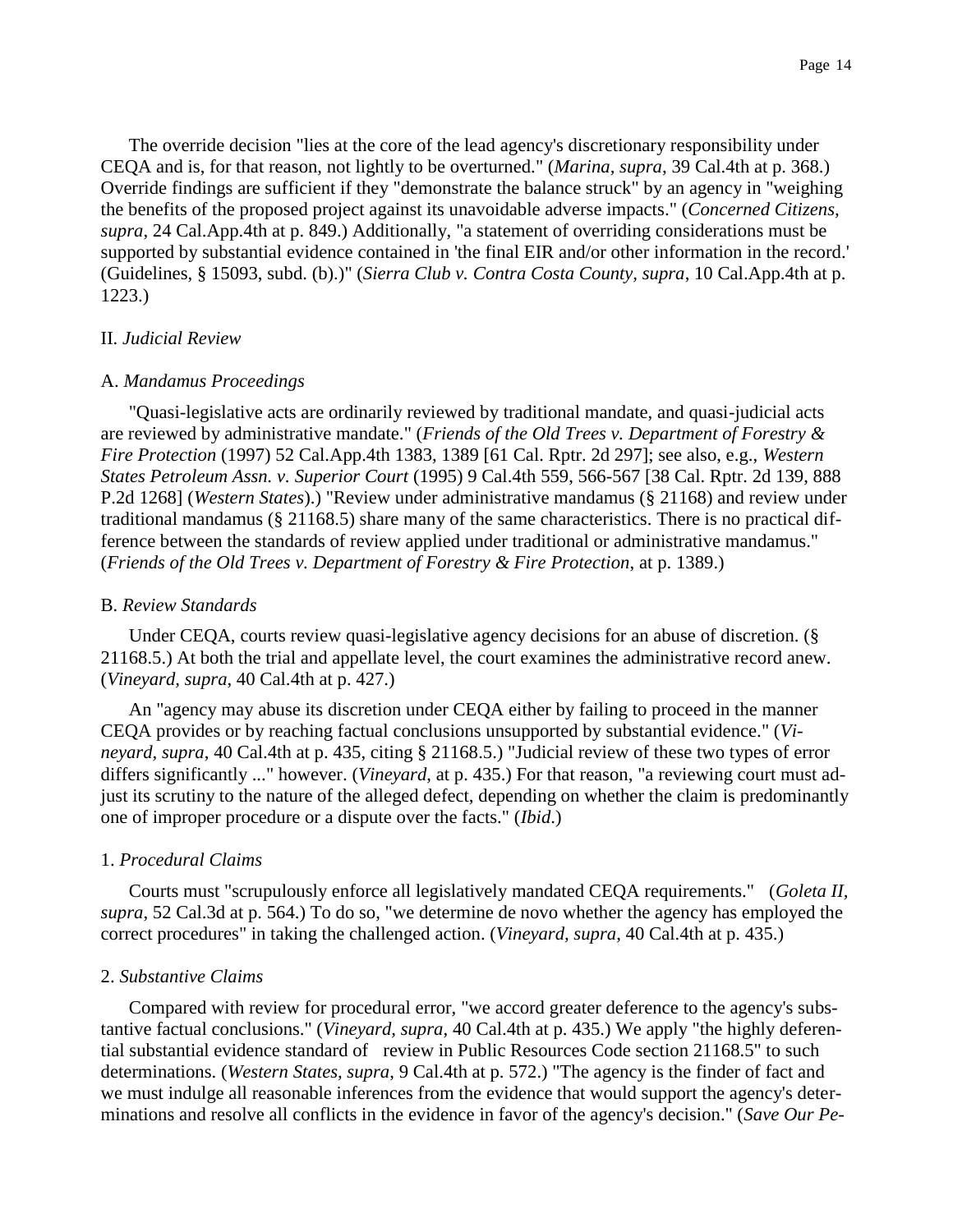The override decision "lies at the core of the lead agency's discretionary responsibility under CEQA and is, for that reason, not lightly to be overturned." (*Marina, supra*, 39 Cal.4th at p. 368.) Override findings are sufficient if they "demonstrate the balance struck" by an agency in "weighing the benefits of the proposed project against its unavoidable adverse impacts." (*Concerned Citizens, supra*, 24 Cal.App.4th at p. 849.) Additionally, "a statement of overriding considerations must be supported by substantial evidence contained in 'the final EIR and/or other information in the record.' (Guidelines, § 15093, subd. (b).)" (*Sierra Club v. Contra Costa County, supra*, 10 Cal.App.4th at p. 1223.)

## II. *Judicial Review*

### A. *Mandamus Proceedings*

"Quasi-legislative acts are ordinarily reviewed by traditional mandate, and quasi-judicial acts are reviewed by administrative mandate." (*Friends of the Old Trees v. Department of Forestry & Fire Protection* (1997) 52 Cal.App.4th 1383, 1389 [61 Cal. Rptr. 2d 297]; see also, e.g., *Western States Petroleum Assn. v. Superior Court* (1995) 9 Cal.4th 559, 566-567 [38 Cal. Rptr. 2d 139, 888 P.2d 1268] (*Western States*).) "Review under administrative mandamus (§ 21168) and review under traditional mandamus (§ 21168.5) share many of the same characteristics. There is no practical difference between the standards of review applied under traditional or administrative mandamus." (*Friends of the Old Trees v. Department of Forestry & Fire Protection*, at p. 1389.)

### B. *Review Standards*

Under CEQA, courts review quasi-legislative agency decisions for an abuse of discretion. (§ 21168.5.) At both the trial and appellate level, the court examines the administrative record anew. (*Vineyard, supra*, 40 Cal.4th at p. 427.)

An "agency may abuse its discretion under CEQA either by failing to proceed in the manner CEQA provides or by reaching factual conclusions unsupported by substantial evidence." (*Vineyard, supra*, 40 Cal.4th at p. 435, citing § 21168.5.) "Judicial review of these two types of error differs significantly ..." however. (*Vineyard*, at p. 435.) For that reason, "a reviewing court must adjust its scrutiny to the nature of the alleged defect, depending on whether the claim is predominantly one of improper procedure or a dispute over the facts." (*Ibid*.)

#### 1. *Procedural Claims*

Courts must "scrupulously enforce all legislatively mandated CEQA requirements." (*Goleta II, supra*, 52 Cal.3d at p. 564.) To do so, "we determine de novo whether the agency has employed the correct procedures" in taking the challenged action. (*Vineyard, supra*, 40 Cal.4th at p. 435.)

#### 2. *Substantive Claims*

Compared with review for procedural error, "we accord greater deference to the agency's substantive factual conclusions." (*Vineyard, supra*, 40 Cal.4th at p. 435.) We apply "the highly deferential substantial evidence standard of review in Public Resources Code section 21168.5" to such determinations. (*Western States, supra*, 9 Cal.4th at p. 572.) "The agency is the finder of fact and we must indulge all reasonable inferences from the evidence that would support the agency's determinations and resolve all conflicts in the evidence in favor of the agency's decision." (*Save Our Pe-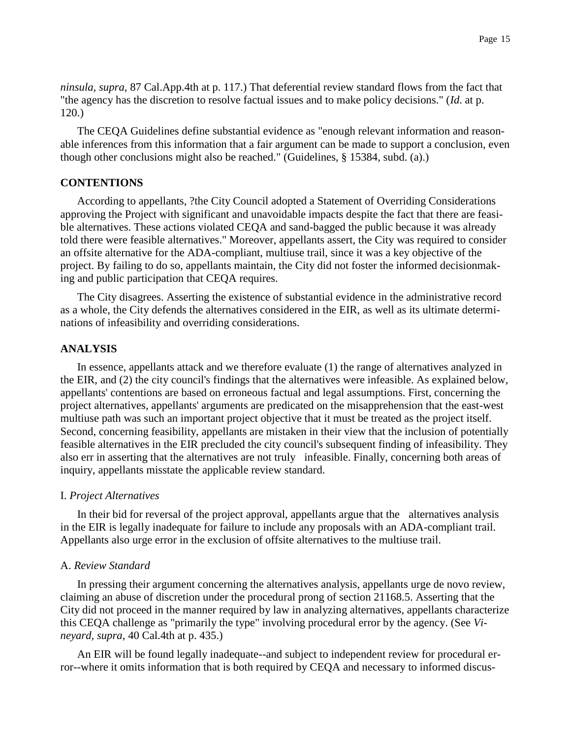*ninsula*, *supra*, 87 Cal.App.4th at p. 117.) That deferential review standard flows from the fact that "the agency has the discretion to resolve factual issues and to make policy decisions." (*Id*. at p. 120.)

The CEQA Guidelines define substantial evidence as "enough relevant information and reasonable inferences from this information that a fair argument can be made to support a conclusion, even though other conclusions might also be reached." (Guidelines, § 15384, subd. (a).)

**CONTENTIONS**

According to appellants, ?the City Council adopted a Statement of Overriding Considerations approving the Project with significant and unavoidable impacts despite the fact that there are feasible alternatives. These actions violated CEQA and sand-bagged the public because it was already told there were feasible alternatives." Moreover, appellants assert, the City was required to consider an offsite alternative for the ADA-compliant, multiuse trail, since it was a key objective of the project. By failing to do so, appellants maintain, the City did not foster the informed decisionmaking and public participation that CEQA requires.

The City disagrees. Asserting the existence of substantial evidence in the administrative record as a whole, the City defends the alternatives considered in the EIR, as well as its ultimate determinations of infeasibility and overriding considerations.

**ANALYSIS**

In essence, appellants attack and we therefore evaluate (1) the range of alternatives analyzed in the EIR, and (2) the city council's findings that the alternatives were infeasible. As explained below, appellants' contentions are based on erroneous factual and legal assumptions. First, concerning the project alternatives, appellants' arguments are predicated on the misapprehension that the east-west multiuse path was such an important project objective that it must be treated as the project itself. Second, concerning feasibility, appellants are mistaken in their view that the inclusion of potentially feasible alternatives in the EIR precluded the city council's subsequent finding of infeasibility. They also err in asserting that the alternatives are not truly infeasible. Finally, concerning both areas of inquiry, appellants misstate the applicable review standard.

I. *Project Alternatives*

In their bid for reversal of the project approval, appellants argue that the alternatives analysis in the EIR is legally inadequate for failure to include any proposals with an ADA-compliant trail. Appellants also urge error in the exclusion of offsite alternatives to the multiuse trail.

A. *Review Standard*

In pressing their argument concerning the alternatives analysis, appellants urge de novo review, claiming an abuse of discretion under the procedural prong of section 21168.5. Asserting that the City did not proceed in the manner required by law in analyzing alternatives, appellants characterize this CEQA challenge as "primarily the type" involving procedural error by the agency. (See *Vineyard*, *supra*, 40 Cal.4th at p. 435.)

An EIR will be found legally inadequate--and subject to independent review for procedural error--where it omits information that is both required by CEQA and necessary to informed discus-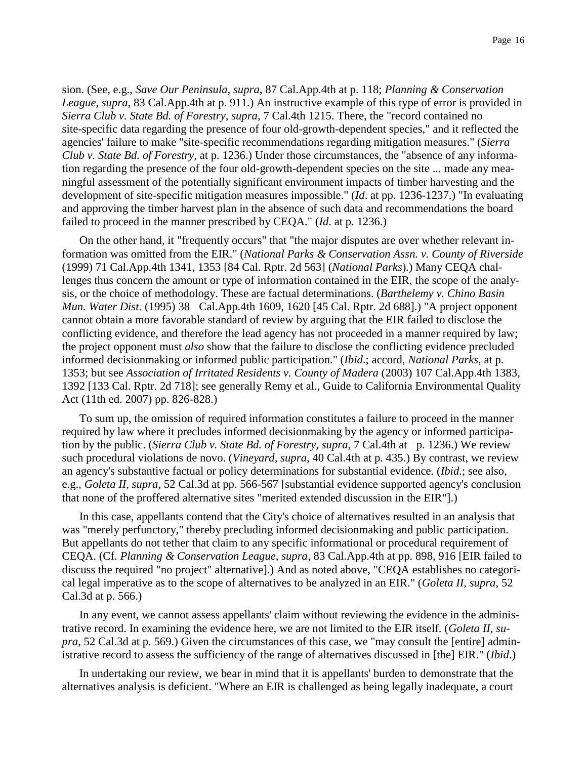sion. (See, e.g., *Save Our Peninsula*, *supra*, 87 Cal.App.4th at p. 118; *Planning & Conservation League*, *supra*, 83 Cal.App.4th at p. 911.) An instructive example of this type of error is provided in *Sierra Club v. State Bd. of Forestry*, *supra*, 7 Cal.4th 1215. There, the "record contained no site-specific data regarding the presence of four old-growth-dependent species," and it reflected the agencies' failure to make "site-specific recommendations regarding mitigation measures." (*Sierra Club v. State Bd. of Forestry*, at p. 1236.) Under those circumstances, the "absence of any information regarding the presence of the four old-growth-dependent species on the site ... made any meaningful assessment of the potentially significant environment impacts of timber harvesting and the development of site-specific mitigation measures impossible." (*Id*. at pp. 1236-1237.) "In evaluating and approving the timber harvest plan in the absence of such data and recommendations the board failed to proceed in the manner prescribed by CEQA." (*Id*. at p. 1236.)

On the other hand, it "frequently occurs" that "the major disputes are over whether relevant information was omitted from the EIR." (*National Parks & Conservation Assn. v. County of Riverside* (1999) 71 Cal.App.4th 1341, 1353 [84 Cal. Rptr. 2d 563] (*National Parks*).) Many CEQA challenges thus concern the amount or type of information contained in the EIR, the scope of the analysis, or the choice of methodology. These are factual determinations. (*Barthelemy v. Chino Basin Mun. Water Dist*. (1995) 38 Cal.App.4th 1609, 1620 [45 Cal. Rptr. 2d 688].) "A project opponent cannot obtain a more favorable standard of review by arguing that the EIR failed to disclose the conflicting evidence, and therefore the lead agency has not proceeded in a manner required by law; the project opponent must *also* show that the failure to disclose the conflicting evidence precluded informed decisionmaking or informed public participation." (*Ibid*.; accord, *National Parks*, at p. 1353; but see *Association of Irritated Residents v. County of Madera* (2003) 107 Cal.App.4th 1383, 1392 [133 Cal. Rptr. 2d 718]; see generally Remy et al., Guide to California Environmental Quality Act (11th ed. 2007) pp. 826-828.)

To sum up, the omission of required information constitutes a failure to proceed in the manner required by law where it precludes informed decisionmaking by the agency or informed participation by the public. (*Sierra Club v. State Bd. of Forestry*, *supra*, 7 Cal.4th at p. 1236.) We review such procedural violations de novo. (*Vineyard*, *supra*, 40 Cal.4th at p. 435.) By contrast, we review an agency's substantive factual or policy determinations for substantial evidence. (*Ibid*.; see also, e.g., *Goleta II*, *supra*, 52 Cal.3d at pp. 566-567 [substantial evidence supported agency's conclusion that none of the proffered alternative sites "merited extended discussion in the EIR"].)

In this case, appellants contend that the City's choice of alternatives resulted in an analysis that was "merely perfunctory," thereby precluding informed decisionmaking and public participation. But appellants do not tether that claim to any specific informational or procedural requirement of CEQA. (Cf. *Planning & Conservation League*, *supra*, 83 Cal.App.4th at pp. 898, 916 [EIR failed to discuss the required "no project" alternative].) And as noted above, "CEQA establishes no categorical legal imperative as to the scope of alternatives to be analyzed in an EIR." (*Goleta II*, *supra*, 52 Cal.3d at p. 566.)

In any event, we cannot assess appellants' claim without reviewing the evidence in the administrative record. In examining the evidence here, we are not limited to the EIR itself. (*Goleta II*, *supra*, 52 Cal.3d at p. 569.) Given the circumstances of this case, we "may consult the [entire] administrative record to assess the sufficiency of the range of alternatives discussed in [the] EIR." (*Ibid*.)

In undertaking our review, we bear in mind that it is appellants' burden to demonstrate that the alternatives analysis is deficient. "Where an EIR is challenged as being legally inadequate, a court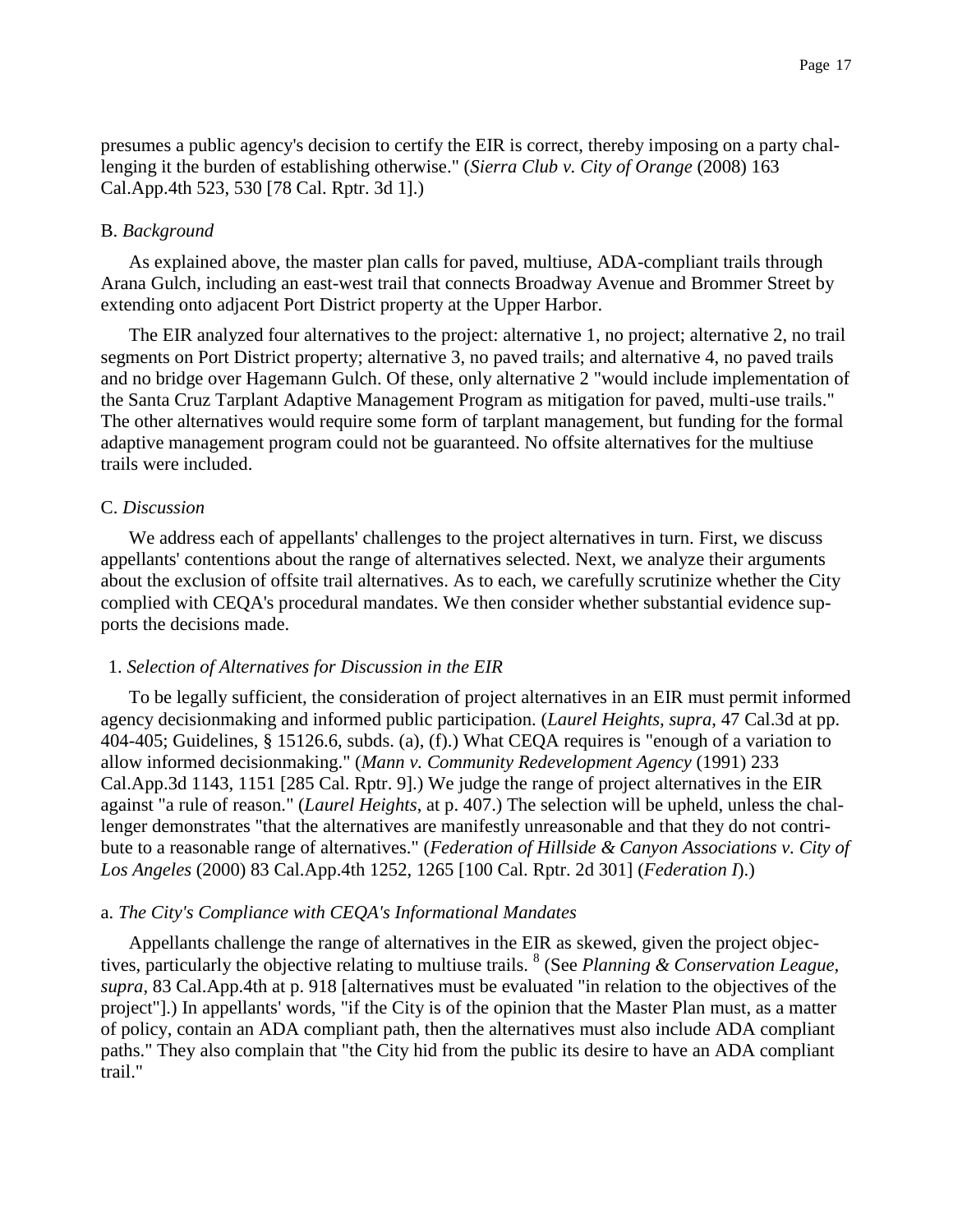presumes a public agency's decision to certify the EIR is correct, thereby imposing on a party challenging it the burden of establishing otherwise." (*Sierra Club v. City of Orange* (2008) 163 Cal.App.4th 523, 530 [78 Cal. Rptr. 3d 1].)

B. *Background*

As explained above, the master plan calls for paved, multiuse, ADA-compliant trails through Arana Gulch, including an east-west trail that connects Broadway Avenue and Brommer Street by extending onto adjacent Port District property at the Upper Harbor.

The EIR analyzed four alternatives to the project: alternative 1, no project; alternative 2, no trail segments on Port District property; alternative 3, no paved trails; and alternative 4, no paved trails and no bridge over Hagemann Gulch. Of these, only alternative 2 "would include implementation of the Santa Cruz Tarplant Adaptive Management Program as mitigation for paved, multi-use trails." The other alternatives would require some form of tarplant management, but funding for the formal adaptive management program could not be guaranteed. No offsite alternatives for the multiuse trails were included.

C. *Discussion*

We address each of appellants' challenges to the project alternatives in turn. First, we discuss appellants' contentions about the range of alternatives selected. Next, we analyze their arguments about the exclusion of offsite trail alternatives. As to each, we carefully scrutinize whether the City complied with CEQA's procedural mandates. We then consider whether substantial evidence supports the decisions made.

1. *Selection of Alternatives for Discussion in the EIR*

To be legally sufficient, the consideration of project alternatives in an EIR must permit informed agency decisionmaking and informed public participation. (*Laurel Heights, supra*, 47 Cal.3d at pp. 404-405; Guidelines, § 15126.6, subds. (a), (f).) What CEQA requires is "enough of a variation to allow informed decisionmaking." (*Mann v. Community Redevelopment Agency* (1991) 233 Cal.App.3d 1143, 1151 [285 Cal. Rptr. 9].) We judge the range of project alternatives in the EIR against "a rule of reason." (*Laurel Heights*, at p. 407.) The selection will be upheld, unless the challenger demonstrates "that the alternatives are manifestly unreasonable and that they do not contribute to a reasonable range of alternatives." (*Federation of Hillside & Canyon Associations v. City of Los Angeles* (2000) 83 Cal.App.4th 1252, 1265 [100 Cal. Rptr. 2d 301] (*Federation I*).)

a. *The City's Compliance with CEQA's Informational Mandates*

Appellants challenge the range of alternatives in the EIR as skewed, given the project objectives, particularly the objective relating to multiuse trails. [8] (See *Planning & Conservation League, supra*, 83 Cal.App.4th at p. 918 [alternatives must be evaluated "in relation to the objectives of the project"].) In appellants' words, "if the City is of the opinion that the Master Plan must, as a matter of policy, contain an ADA compliant path, then the alternatives must also include ADA compliant paths." They also complain that "the City hid from the public its desire to have an ADA compliant trail."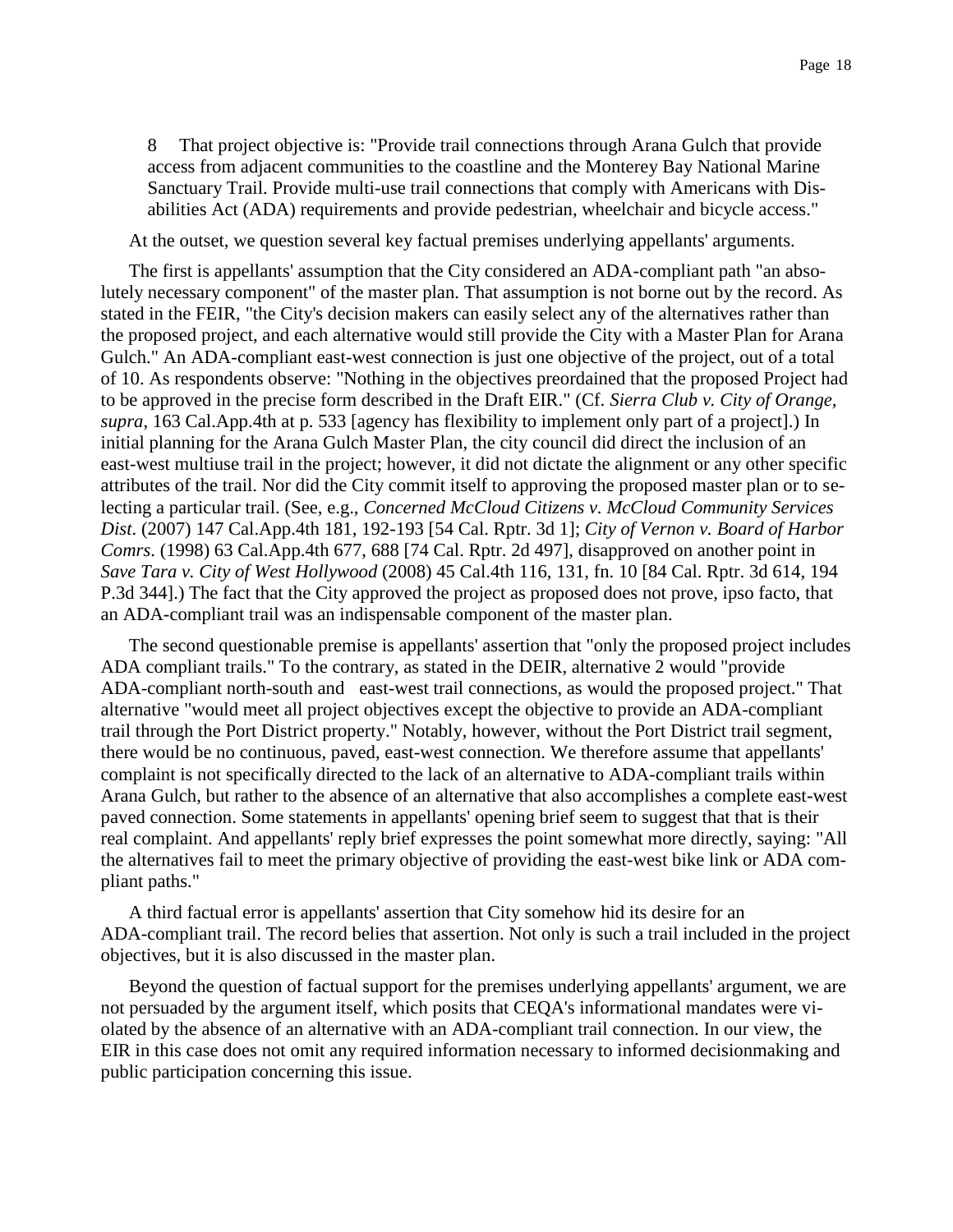8 That project objective is: "Provide trail connections through Arana Gulch that provide access from adjacent communities to the coastline and the Monterey Bay National Marine Sanctuary Trail. Provide multi-use trail connections that comply with Americans with Disabilities Act (ADA) requirements and provide pedestrian, wheelchair and bicycle access."

At the outset, we question several key factual premises underlying appellants' arguments.

The first is appellants' assumption that the City considered an ADA-compliant path "an absolutely necessary component" of the master plan. That assumption is not borne out by the record. As stated in the FEIR, "the City's decision makers can easily select any of the alternatives rather than the proposed project, and each alternative would still provide the City with a Master Plan for Arana Gulch." An ADA-compliant east-west connection is just one objective of the project, out of a total of 10. As respondents observe: "Nothing in the objectives preordained that the proposed Project had to be approved in the precise form described in the Draft EIR." (Cf. *Sierra Club v. City of Orange, supra*, 163 Cal.App.4th at p. 533 [agency has flexibility to implement only part of a project].) In initial planning for the Arana Gulch Master Plan, the city council did direct the inclusion of an east-west multiuse trail in the project; however, it did not dictate the alignment or any other specific attributes of the trail. Nor did the City commit itself to approving the proposed master plan or to selecting a particular trail. (See, e.g., *Concerned McCloud Citizens v. McCloud Community Services Dist*. (2007) 147 Cal.App.4th 181, 192-193 [54 Cal. Rptr. 3d 1]; *City of Vernon v. Board of Harbor Comrs*. (1998) 63 Cal.App.4th 677, 688 [74 Cal. Rptr. 2d 497], disapproved on another point in *Save Tara v. City of West Hollywood* (2008) 45 Cal.4th 116, 131, fn. 10 [84 Cal. Rptr. 3d 614, 194 P.3d 344].) The fact that the City approved the project as proposed does not prove, ipso facto, that an ADA-compliant trail was an indispensable component of the master plan.

The second questionable premise is appellants' assertion that "only the proposed project includes ADA compliant trails." To the contrary, as stated in the DEIR, alternative 2 would "provide ADA-compliant north-south and east-west trail connections, as would the proposed project." That alternative "would meet all project objectives except the objective to provide an ADA-compliant trail through the Port District property." Notably, however, without the Port District trail segment, there would be no continuous, paved, east-west connection. We therefore assume that appellants' complaint is not specifically directed to the lack of an alternative to ADA-compliant trails within Arana Gulch, but rather to the absence of an alternative that also accomplishes a complete east-west paved connection. Some statements in appellants' opening brief seem to suggest that that is their real complaint. And appellants' reply brief expresses the point somewhat more directly, saying: "All the alternatives fail to meet the primary objective of providing the east-west bike link or ADA compliant paths."

A third factual error is appellants' assertion that City somehow hid its desire for an ADA-compliant trail. The record belies that assertion. Not only is such a trail included in the project objectives, but it is also discussed in the master plan.

Beyond the question of factual support for the premises underlying appellants' argument, we are not persuaded by the argument itself, which posits that CEQA's informational mandates were violated by the absence of an alternative with an ADA-compliant trail connection. In our view, the EIR in this case does not omit any required information necessary to informed decisionmaking and public participation concerning this issue.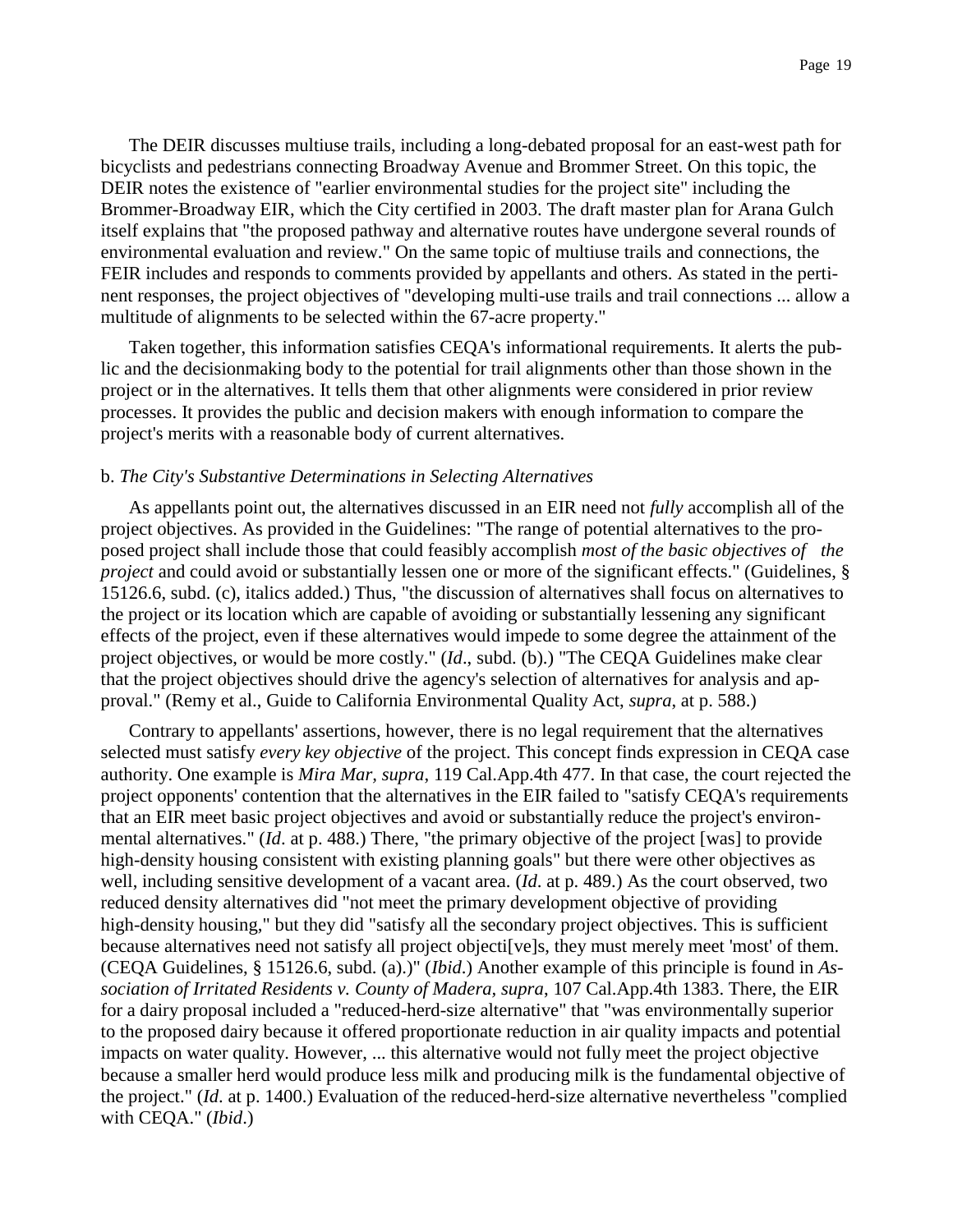The DEIR discusses multiuse trails, including a long-debated proposal for an east-west path for bicyclists and pedestrians connecting Broadway Avenue and Brommer Street. On this topic, the DEIR notes the existence of "earlier environmental studies for the project site" including the Brommer-Broadway EIR, which the City certified in 2003. The draft master plan for Arana Gulch itself explains that "the proposed pathway and alternative routes have undergone several rounds of environmental evaluation and review." On the same topic of multiuse trails and connections, the FEIR includes and responds to comments provided by appellants and others. As stated in the pertinent responses, the project objectives of "developing multi-use trails and trail connections ... allow a multitude of alignments to be selected within the 67-acre property."

Taken together, this information satisfies CEQA's informational requirements. It alerts the public and the decisionmaking body to the potential for trail alignments other than those shown in the project or in the alternatives. It tells them that other alignments were considered in prior review processes. It provides the public and decision makers with enough information to compare the project's merits with a reasonable body of current alternatives.

b. *The City's Substantive Determinations in Selecting Alternatives*

As appellants point out, the alternatives discussed in an EIR need not *fully* accomplish all of the project objectives. As provided in the Guidelines: "The range of potential alternatives to the proposed project shall include those that could feasibly accomplish *most of the basic objectives of the project* and could avoid or substantially lessen one or more of the significant effects." (Guidelines, § 15126.6, subd. (c), italics added.) Thus, "the discussion of alternatives shall focus on alternatives to the project or its location which are capable of avoiding or substantially lessening any significant effects of the project, even if these alternatives would impede to some degree the attainment of the project objectives, or would be more costly." (*Id*., subd. (b).) "The CEQA Guidelines make clear that the project objectives should drive the agency's selection of alternatives for analysis and approval." (Remy et al., Guide to California Environmental Quality Act, *supra*, at p. 588.)

Contrary to appellants' assertions, however, there is no legal requirement that the alternatives selected must satisfy *every key objective* of the project. This concept finds expression in CEQA case authority. One example is *Mira Mar*, *supra*, 119 Cal.App.4th 477. In that case, the court rejected the project opponents' contention that the alternatives in the EIR failed to "satisfy CEQA's requirements that an EIR meet basic project objectives and avoid or substantially reduce the project's environmental alternatives." (*Id*. at p. 488.) There, "the primary objective of the project [was] to provide high-density housing consistent with existing planning goals" but there were other objectives as well, including sensitive development of a vacant area. (*Id*. at p. 489.) As the court observed, two reduced density alternatives did "not meet the primary development objective of providing high-density housing," but they did "satisfy all the secondary project objectives. This is sufficient because alternatives need not satisfy all project objecti[ve]s, they must merely meet 'most' of them. (CEQA Guidelines, § 15126.6, subd. (a).)" (*Ibid*.) Another example of this principle is found in *Association of Irritated Residents v. County of Madera, supra*, 107 Cal.App.4th 1383. There, the EIR for a dairy proposal included a "reduced-herd-size alternative" that "was environmentally superior to the proposed dairy because it offered proportionate reduction in air quality impacts and potential impacts on water quality. However, ... this alternative would not fully meet the project objective because a smaller herd would produce less milk and producing milk is the fundamental objective of the project." (*Id*. at p. 1400.) Evaluation of the reduced-herd-size alternative nevertheless "complied with CEQA." (*Ibid*.)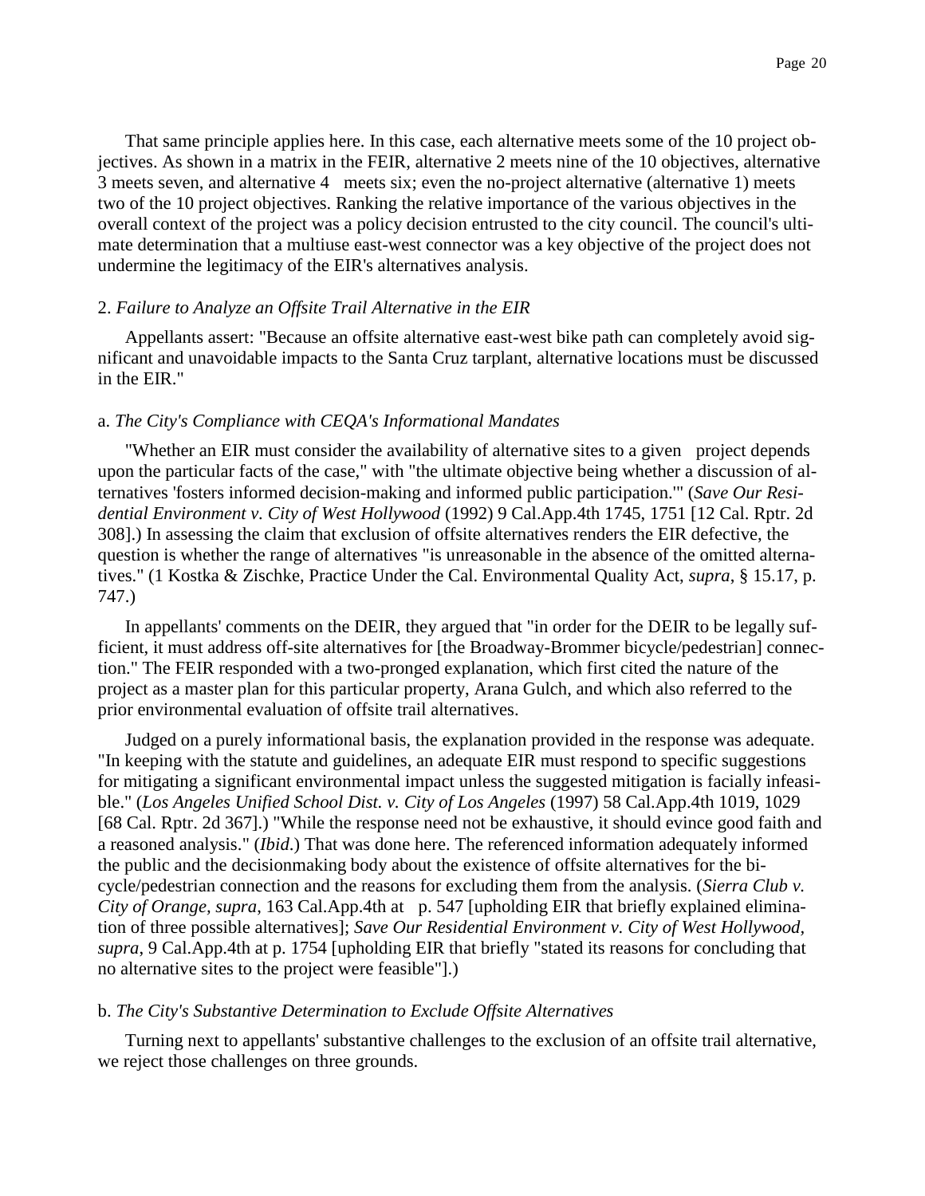That same principle applies here. In this case, each alternative meets some of the 10 project objectives. As shown in a matrix in the FEIR, alternative 2 meets nine of the 10 objectives, alternative 3 meets seven, and alternative 4 meets six; even the no-project alternative (alternative 1) meets two of the 10 project objectives. Ranking the relative importance of the various objectives in the overall context of the project was a policy decision entrusted to the city council. The council's ultimate determination that a multiuse east-west connector was a key objective of the project does not undermine the legitimacy of the EIR's alternatives analysis.

2. *Failure to Analyze an Offsite Trail Alternative in the EIR*

Appellants assert: "Because an offsite alternative east-west bike path can completely avoid significant and unavoidable impacts to the Santa Cruz tarplant, alternative locations must be discussed in the EIR."

a. *The City's Compliance with CEQA's Informational Mandates*

"Whether an EIR must consider the availability of alternative sites to a given project depends upon the particular facts of the case," with "the ultimate objective being whether a discussion of alternatives 'fosters informed decision-making and informed public participation.'" (*Save Our Residential Environment v. City of West Hollywood* (1992) 9 Cal.App.4th 1745, 1751 [12 Cal. Rptr. 2d 308].) In assessing the claim that exclusion of offsite alternatives renders the EIR defective, the question is whether the range of alternatives "is unreasonable in the absence of the omitted alternatives." (1 Kostka & Zischke, Practice Under the Cal. Environmental Quality Act, *supra*, § 15.17, p. 747.)

In appellants' comments on the DEIR, they argued that "in order for the DEIR to be legally sufficient, it must address off-site alternatives for [the Broadway-Brommer bicycle/pedestrian] connection." The FEIR responded with a two-pronged explanation, which first cited the nature of the project as a master plan for this particular property, Arana Gulch, and which also referred to the prior environmental evaluation of offsite trail alternatives.

Judged on a purely informational basis, the explanation provided in the response was adequate. "In keeping with the statute and guidelines, an adequate EIR must respond to specific suggestions for mitigating a significant environmental impact unless the suggested mitigation is facially infeasible." (*Los Angeles Unified School Dist. v. City of Los Angeles* (1997) 58 Cal.App.4th 1019, 1029 [68 Cal. Rptr. 2d 367].) "While the response need not be exhaustive, it should evince good faith and a reasoned analysis." (*Ibid*.) That was done here. The referenced information adequately informed the public and the decisionmaking body about the existence of offsite alternatives for the bicycle/pedestrian connection and the reasons for excluding them from the analysis. (*Sierra Club v. City of Orange, supra*, 163 Cal.App.4th at p. 547 [upholding EIR that briefly explained elimination of three possible alternatives]; *Save Our Residential Environment v. City of West Hollywood, supra*, 9 Cal.App.4th at p. 1754 [upholding EIR that briefly "stated its reasons for concluding that no alternative sites to the project were feasible"].)

b. *The City's Substantive Determination to Exclude Offsite Alternatives*

Turning next to appellants' substantive challenges to the exclusion of an offsite trail alternative, we reject those challenges on three grounds.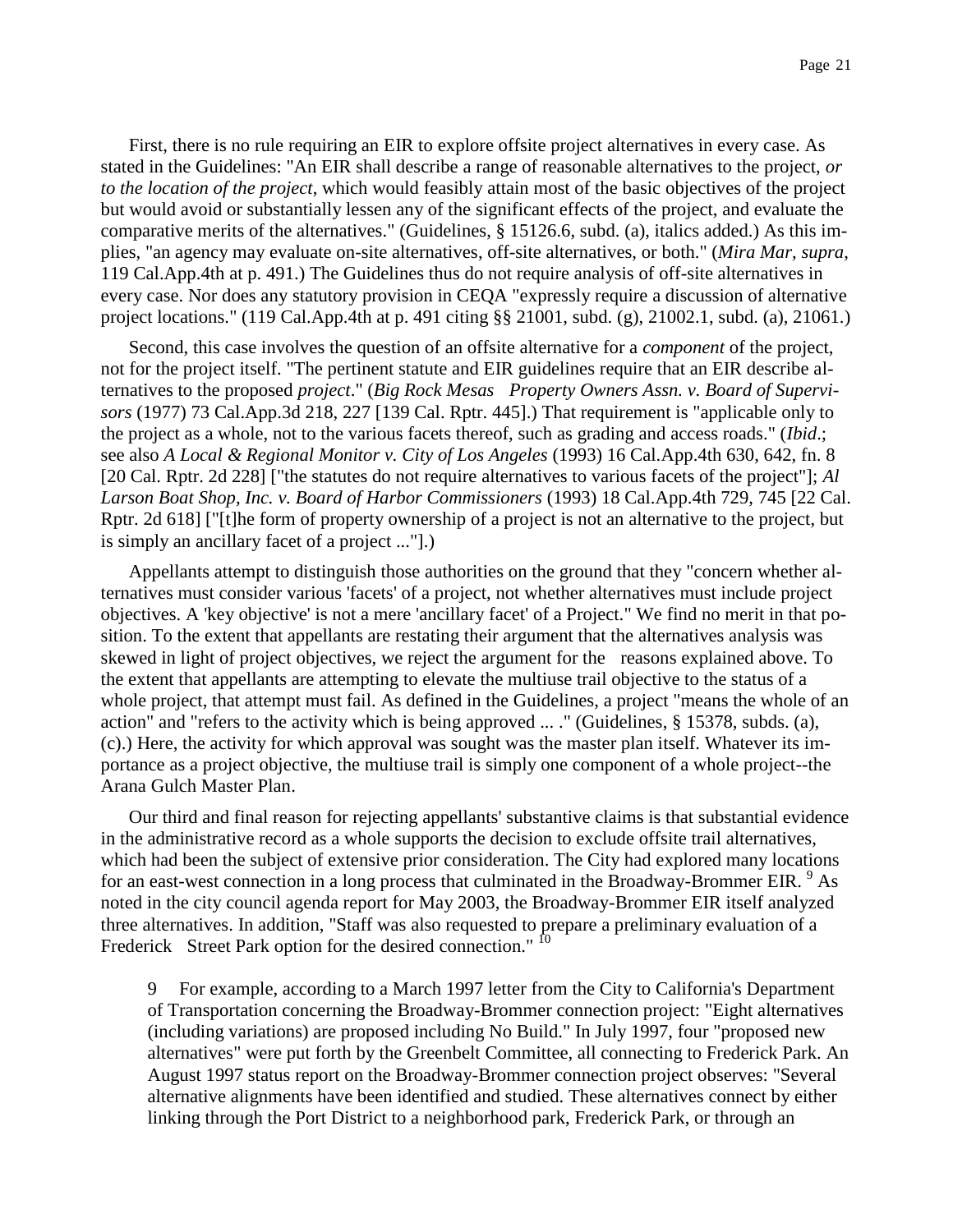First, there is no rule requiring an EIR to explore offsite project alternatives in every case. As stated in the Guidelines: "An EIR shall describe a range of reasonable alternatives to the project, *or to the location of the project*, which would feasibly attain most of the basic objectives of the project but would avoid or substantially lessen any of the significant effects of the project, and evaluate the comparative merits of the alternatives." (Guidelines, § 15126.6, subd. (a), italics added.) As this implies, "an agency may evaluate on-site alternatives, off-site alternatives, or both." (*Mira Mar, supra*, 119 Cal.App.4th at p. 491.) The Guidelines thus do not require analysis of off-site alternatives in every case. Nor does any statutory provision in CEQA "expressly require a discussion of alternative project locations." (119 Cal.App.4th at p. 491 citing §§ 21001, subd. (g), 21002.1, subd. (a), 21061.)

Second, this case involves the question of an offsite alternative for a *component* of the project, not for the project itself. "The pertinent statute and EIR guidelines require that an EIR describe alternatives to the proposed *project*." (*Big Rock Mesas Property Owners Assn. v. Board of Supervisors* (1977) 73 Cal.App.3d 218, 227 [139 Cal. Rptr. 445].) That requirement is "applicable only to the project as a whole, not to the various facets thereof, such as grading and access roads." (*Ibid*.; see also *A Local & Regional Monitor v. City of Los Angeles* (1993) 16 Cal.App.4th 630, 642, fn. 8 [20 Cal. Rptr. 2d 228] ["the statutes do not require alternatives to various facets of the project"]; *Al Larson Boat Shop, Inc. v. Board of Harbor Commissioners* (1993) 18 Cal.App.4th 729, 745 [22 Cal. Rptr. 2d 618] ["[t]he form of property ownership of a project is not an alternative to the project, but is simply an ancillary facet of a project ..."].)

Appellants attempt to distinguish those authorities on the ground that they "concern whether alternatives must consider various 'facets' of a project, not whether alternatives must include project objectives. A 'key objective' is not a mere 'ancillary facet' of a Project." We find no merit in that position. To the extent that appellants are restating their argument that the alternatives analysis was skewed in light of project objectives, we reject the argument for the reasons explained above. To the extent that appellants are attempting to elevate the multiuse trail objective to the status of a whole project, that attempt must fail. As defined in the Guidelines, a project "means the whole of an action" and "refers to the activity which is being approved ... ." (Guidelines, § 15378, subds. (a), (c).) Here, the activity for which approval was sought was the master plan itself. Whatever its importance as a project objective, the multiuse trail is simply one component of a whole project--the Arana Gulch Master Plan.

Our third and final reason for rejecting appellants' substantive claims is that substantial evidence in the administrative record as a whole supports the decision to exclude offsite trail alternatives, which had been the subject of extensive prior consideration. The City had explored many locations for an east-west connection in a long process that culminated in the Broadway-Brommer EIR. [9] As noted in the city council agenda report for May 2003, the Broadway-Brommer EIR itself analyzed three alternatives. In addition, "Staff was also requested to prepare a preliminary evaluation of a Frederick Street Park option for the desired connection." [10]

9 For example, according to a March 1997 letter from the City to California's Department of Transportation concerning the Broadway-Brommer connection project: "Eight alternatives (including variations) are proposed including No Build." In July 1997, four "proposed new alternatives" were put forth by the Greenbelt Committee, all connecting to Frederick Park. An August 1997 status report on the Broadway-Brommer connection project observes: "Several alternative alignments have been identified and studied. These alternatives connect by either linking through the Port District to a neighborhood park, Frederick Park, or through an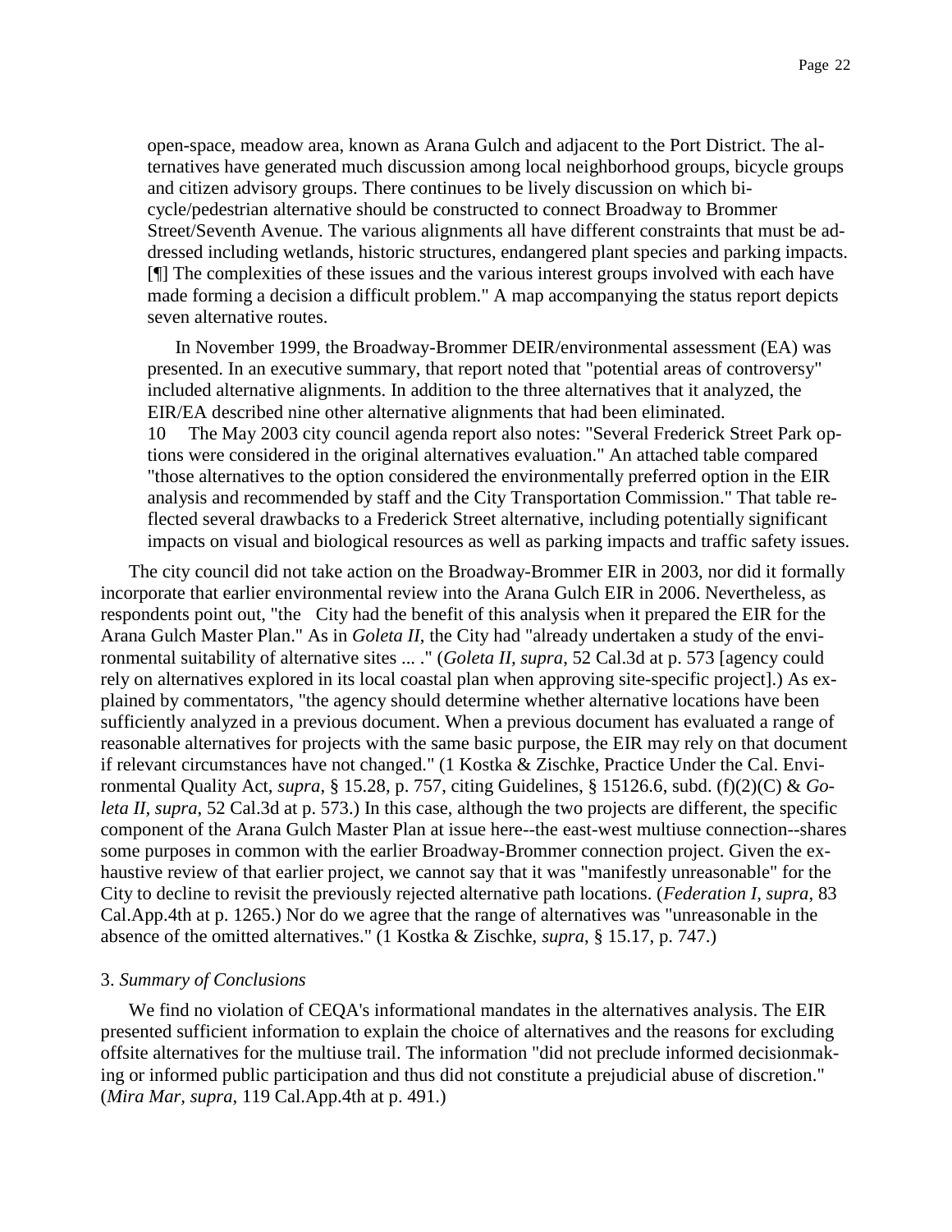open-space, meadow area, known as Arana Gulch and adjacent to the Port District. The alternatives have generated much discussion among local neighborhood groups, bicycle groups and citizen advisory groups. There continues to be lively discussion on which bicycle/pedestrian alternative should be constructed to connect Broadway to Brommer Street/Seventh Avenue. The various alignments all have different constraints that must be addressed including wetlands, historic structures, endangered plant species and parking impacts. [¶] The complexities of these issues and the various interest groups involved with each have made forming a decision a difficult problem." A map accompanying the status report depicts seven alternative routes.

> In November 1999, the Broadway-Brommer DEIR/environmental assessment (EA) was presented. In an executive summary, that report noted that "potential areas of controversy" included alternative alignments. In addition to the three alternatives that it analyzed, the EIR/EA described nine other alternative alignments that had been eliminated.

10 The May 2003 city council agenda report also notes: "Several Frederick Street Park options were considered in the original alternatives evaluation." An attached table compared "those alternatives to the option considered the environmentally preferred option in the EIR analysis and recommended by staff and the City Transportation Commission." That table reflected several drawbacks to a Frederick Street alternative, including potentially significant impacts on visual and biological resources as well as parking impacts and traffic safety issues.

The city council did not take action on the Broadway-Brommer EIR in 2003, nor did it formally incorporate that earlier environmental review into the Arana Gulch EIR in 2006. Nevertheless, as respondents point out, "the City had the benefit of this analysis when it prepared the EIR for the Arana Gulch Master Plan." As in *Goleta II*, the City had "already undertaken a study of the environmental suitability of alternative sites ... ." (*Goleta II, supra*, 52 Cal.3d at p. 573 [agency could rely on alternatives explored in its local coastal plan when approving site-specific project].) As explained by commentators, "the agency should determine whether alternative locations have been sufficiently analyzed in a previous document. When a previous document has evaluated a range of reasonable alternatives for projects with the same basic purpose, the EIR may rely on that document if relevant circumstances have not changed." (1 Kostka & Zischke, Practice Under the Cal. Environmental Quality Act, *supra*, § 15.28, p. 757, citing Guidelines, § 15126.6, subd. (f)(2)(C) & *Goleta II*, *supra*, 52 Cal.3d at p. 573.) In this case, although the two projects are different, the specific component of the Arana Gulch Master Plan at issue here--the east-west multiuse connection--shares some purposes in common with the earlier Broadway-Brommer connection project. Given the exhaustive review of that earlier project, we cannot say that it was "manifestly unreasonable" for the City to decline to revisit the previously rejected alternative path locations. (*Federation I, supra*, 83 Cal.App.4th at p. 1265.) Nor do we agree that the range of alternatives was "unreasonable in the absence of the omitted alternatives." (1 Kostka & Zischke, *supra*, § 15.17, p. 747.)

3. *Summary of Conclusions*

We find no violation of CEQA's informational mandates in the alternatives analysis. The EIR presented sufficient information to explain the choice of alternatives and the reasons for excluding offsite alternatives for the multiuse trail. The information "did not preclude informed decisionmaking or informed public participation and thus did not constitute a prejudicial abuse of discretion." (*Mira Mar, supra*, 119 Cal.App.4th at p. 491.)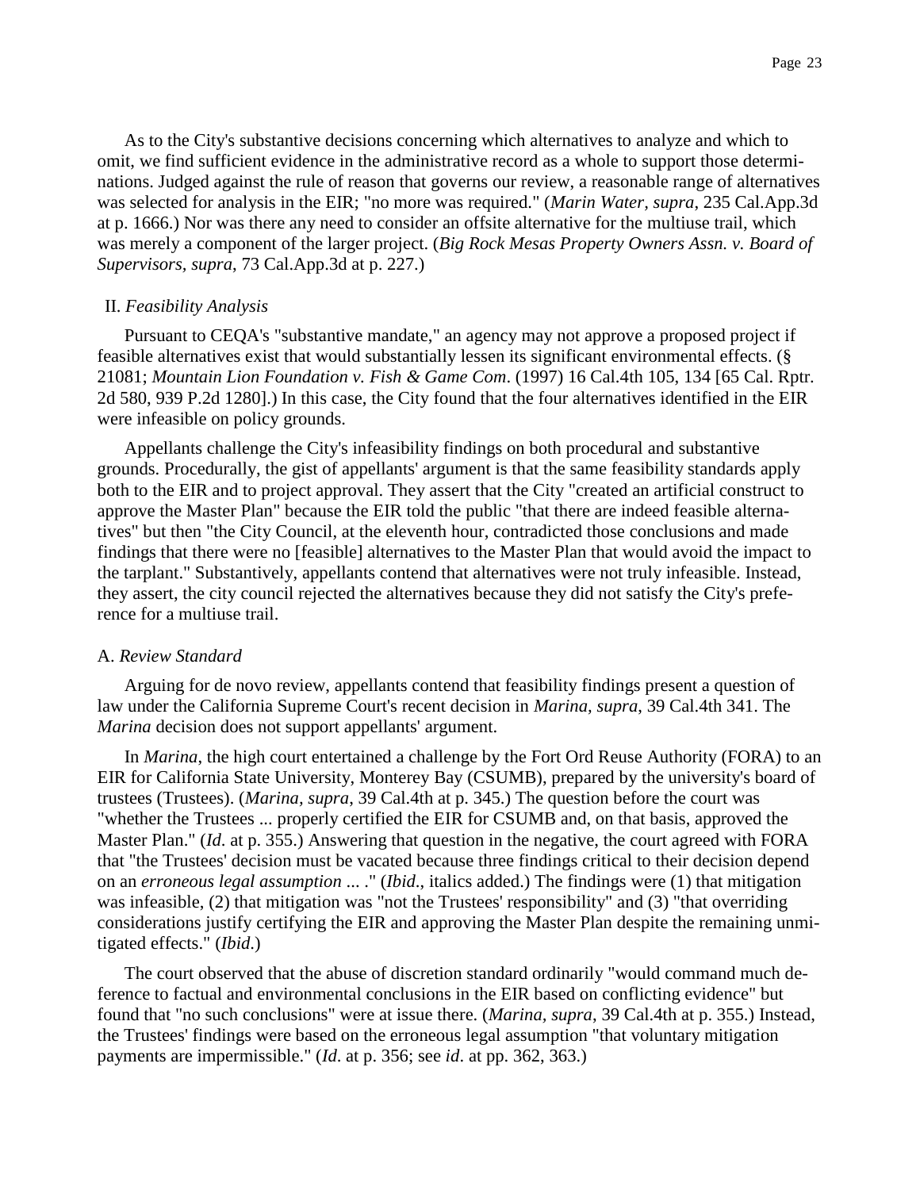As to the City's substantive decisions concerning which alternatives to analyze and which to omit, we find sufficient evidence in the administrative record as a whole to support those determinations. Judged against the rule of reason that governs our review, a reasonable range of alternatives was selected for analysis in the EIR; "no more was required." (*Marin Water*, *supra*, 235 Cal.App.3d at p. 1666.) Nor was there any need to consider an offsite alternative for the multiuse trail, which was merely a component of the larger project. (*Big Rock Mesas Property Owners Assn. v. Board of Supervisors*, *supra*, 73 Cal.App.3d at p. 227.)

II. *Feasibility Analysis*

Pursuant to CEQA's "substantive mandate," an agency may not approve a proposed project if feasible alternatives exist that would substantially lessen its significant environmental effects. (§ 21081; *Mountain Lion Foundation v. Fish & Game Com*. (1997) 16 Cal.4th 105, 134 [65 Cal. Rptr. 2d 580, 939 P.2d 1280].) In this case, the City found that the four alternatives identified in the EIR were infeasible on policy grounds.

Appellants challenge the City's infeasibility findings on both procedural and substantive grounds. Procedurally, the gist of appellants' argument is that the same feasibility standards apply both to the EIR and to project approval. They assert that the City "created an artificial construct to approve the Master Plan" because the EIR told the public "that there are indeed feasible alternatives" but then "the City Council, at the eleventh hour, contradicted those conclusions and made findings that there were no [feasible] alternatives to the Master Plan that would avoid the impact to the tarplant." Substantively, appellants contend that alternatives were not truly infeasible. Instead, they assert, the city council rejected the alternatives because they did not satisfy the City's preference for a multiuse trail.

A. *Review Standard*

Arguing for de novo review, appellants contend that feasibility findings present a question of law under the California Supreme Court's recent decision in *Marina*, *supra*, 39 Cal.4th 341. The *Marina* decision does not support appellants' argument.

In *Marina*, the high court entertained a challenge by the Fort Ord Reuse Authority (FORA) to an EIR for California State University, Monterey Bay (CSUMB), prepared by the university's board of trustees (Trustees). (*Marina*, *supra*, 39 Cal.4th at p. 345.) The question before the court was "whether the Trustees ... properly certified the EIR for CSUMB and, on that basis, approved the Master Plan." (*Id*. at p. 355.) Answering that question in the negative, the court agreed with FORA that "the Trustees' decision must be vacated because three findings critical to their decision depend on an *erroneous legal assumption* ... ." (*Ibid*., italics added.) The findings were (1) that mitigation was infeasible, (2) that mitigation was "not the Trustees' responsibility" and (3) "that overriding considerations justify certifying the EIR and approving the Master Plan despite the remaining unmitigated effects." (*Ibid*.)

The court observed that the abuse of discretion standard ordinarily "would command much deference to factual and environmental conclusions in the EIR based on conflicting evidence" but found that "no such conclusions" were at issue there. (*Marina*, *supra*, 39 Cal.4th at p. 355.) Instead, the Trustees' findings were based on the erroneous legal assumption "that voluntary mitigation payments are impermissible." (*Id*. at p. 356; see *id*. at pp. 362, 363.)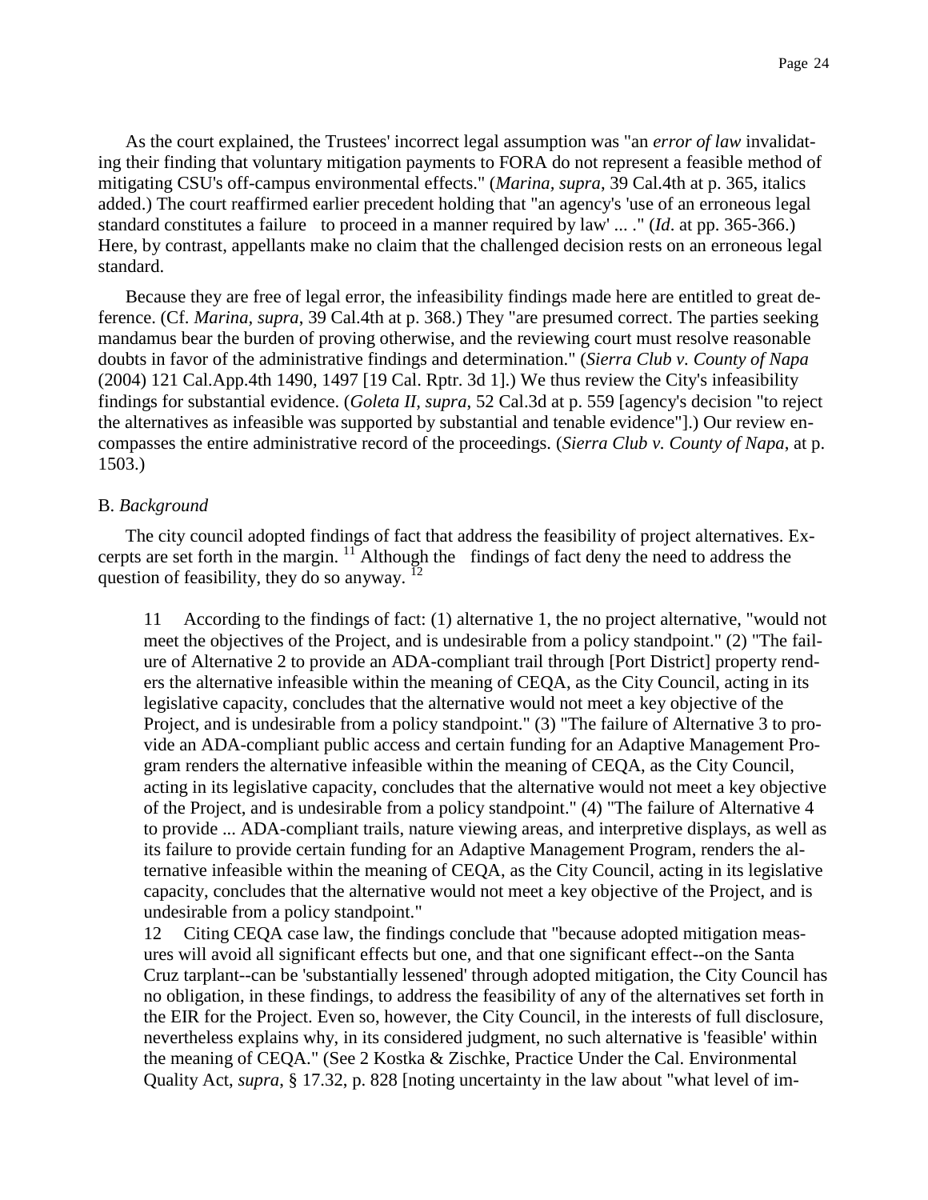As the court explained, the Trustees' incorrect legal assumption was "an *error of law* invalidating their finding that voluntary mitigation payments to FORA do not represent a feasible method of mitigating CSU's off-campus environmental effects." (*Marina*, *supra*, 39 Cal.4th at p. 365, italics added.) The court reaffirmed earlier precedent holding that "an agency's 'use of an erroneous legal standard constitutes a failure to proceed in a manner required by law' ... ." (*Id*. at pp. 365-366.) Here, by contrast, appellants make no claim that the challenged decision rests on an erroneous legal standard.

Because they are free of legal error, the infeasibility findings made here are entitled to great deference. (Cf. *Marina*, *supra*, 39 Cal.4th at p. 368.) They "are presumed correct. The parties seeking mandamus bear the burden of proving otherwise, and the reviewing court must resolve reasonable doubts in favor of the administrative findings and determination." (*Sierra Club v. County of Napa* (2004) 121 Cal.App.4th 1490, 1497 [19 Cal. Rptr. 3d 1].) We thus review the City's infeasibility findings for substantial evidence. (*Goleta II*, *supra*, 52 Cal.3d at p. 559 [agency's decision "to reject the alternatives as infeasible was supported by substantial and tenable evidence"].) Our review encompasses the entire administrative record of the proceedings. (*Sierra Club v. County of Napa*, at p. 1503.)

B. *Background*

The city council adopted findings of fact that address the feasibility of project alternatives. Excerpts are set forth in the margin. [11] Although the findings of fact deny the need to address the question of feasibility, they do so anyway. [12]

11 According to the findings of fact: (1) alternative 1, the no project alternative, "would not meet the objectives of the Project, and is undesirable from a policy standpoint." (2) "The failure of Alternative 2 to provide an ADA-compliant trail through [Port District] property renders the alternative infeasible within the meaning of CEQA, as the City Council, acting in its legislative capacity, concludes that the alternative would not meet a key objective of the Project, and is undesirable from a policy standpoint." (3) "The failure of Alternative 3 to provide an ADA-compliant public access and certain funding for an Adaptive Management Program renders the alternative infeasible within the meaning of CEQA, as the City Council, acting in its legislative capacity, concludes that the alternative would not meet a key objective of the Project, and is undesirable from a policy standpoint." (4) "The failure of Alternative 4 to provide ... ADA-compliant trails, nature viewing areas, and interpretive displays, as well as its failure to provide certain funding for an Adaptive Management Program, renders the alternative infeasible within the meaning of CEQA, as the City Council, acting in its legislative capacity, concludes that the alternative would not meet a key objective of the Project, and is undesirable from a policy standpoint."

12 Citing CEQA case law, the findings conclude that "because adopted mitigation measures will avoid all significant effects but one, and that one significant effect--on the Santa Cruz tarplant--can be 'substantially lessened' through adopted mitigation, the City Council has no obligation, in these findings, to address the feasibility of any of the alternatives set forth in the EIR for the Project. Even so, however, the City Council, in the interests of full disclosure, nevertheless explains why, in its considered judgment, no such alternative is 'feasible' within the meaning of CEQA." (See 2 Kostka & Zischke, Practice Under the Cal. Environmental Quality Act, *supra*, § 17.32, p. 828 [noting uncertainty in the law about "what level of im-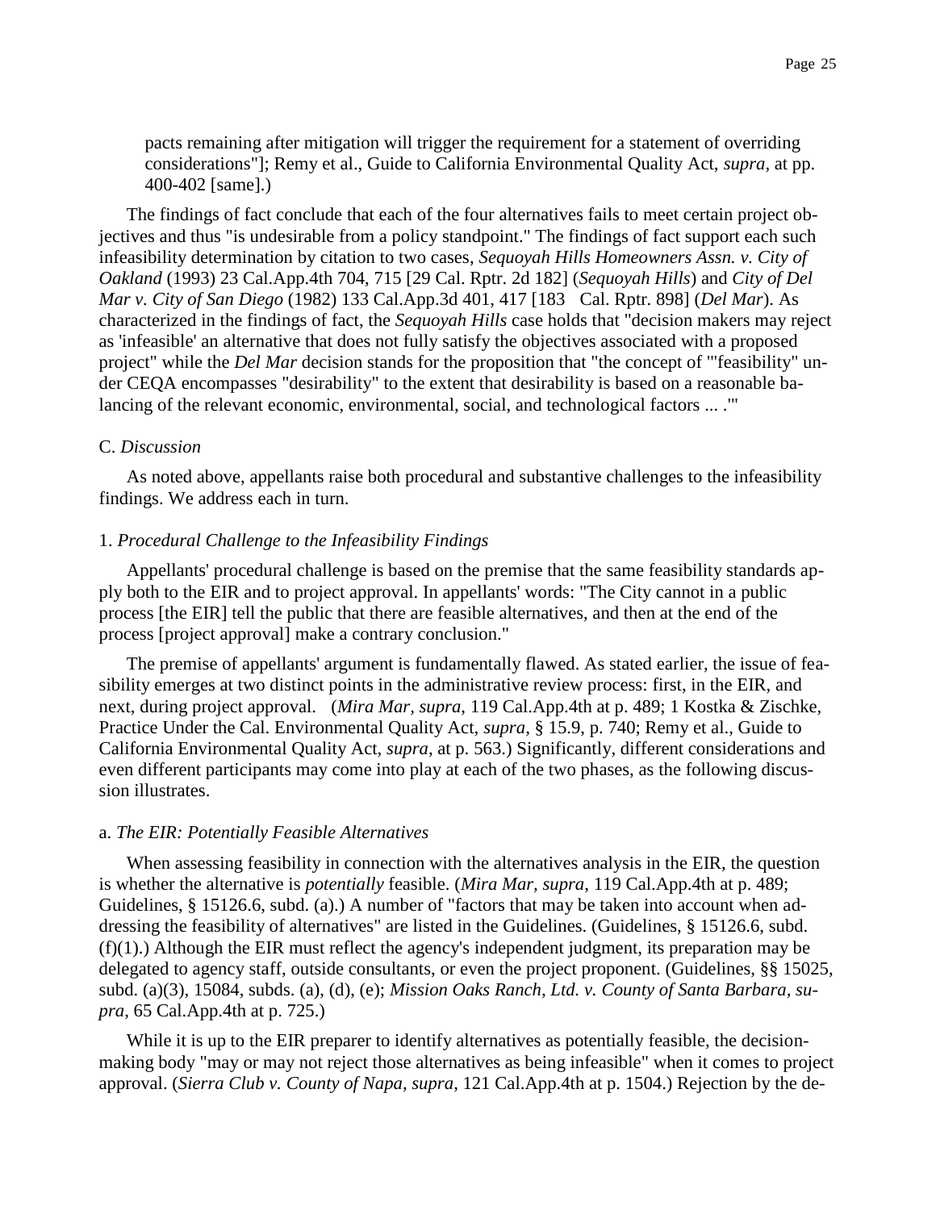pacts remaining after mitigation will trigger the requirement for a statement of overriding considerations"]; Remy et al., Guide to California Environmental Quality Act, *supra*, at pp. 400-402 [same].)

The findings of fact conclude that each of the four alternatives fails to meet certain project objectives and thus "is undesirable from a policy standpoint." The findings of fact support each such infeasibility determination by citation to two cases, *Sequoyah Hills Homeowners Assn. v. City of Oakland* (1993) 23 Cal.App.4th 704, 715 [29 Cal. Rptr. 2d 182] (*Sequoyah Hills*) and *City of Del Mar v. City of San Diego* (1982) 133 Cal.App.3d 401, 417 [183 Cal. Rptr. 898] (*Del Mar*). As characterized in the findings of fact, the *Sequoyah Hills* case holds that "decision makers may reject as 'infeasible' an alternative that does not fully satisfy the objectives associated with a proposed project" while the *Del Mar* decision stands for the proposition that "the concept of '"feasibility" under CEQA encompasses "desirability" to the extent that desirability is based on a reasonable balancing of the relevant economic, environmental, social, and technological factors ... .'"

C. *Discussion*

As noted above, appellants raise both procedural and substantive challenges to the infeasibility findings. We address each in turn.

1. *Procedural Challenge to the Infeasibility Findings*

Appellants' procedural challenge is based on the premise that the same feasibility standards apply both to the EIR and to project approval. In appellants' words: "The City cannot in a public process [the EIR] tell the public that there are feasible alternatives, and then at the end of the process [project approval] make a contrary conclusion."

The premise of appellants' argument is fundamentally flawed. As stated earlier, the issue of feasibility emerges at two distinct points in the administrative review process: first, in the EIR, and next, during project approval. (*Mira Mar, supra*, 119 Cal.App.4th at p. 489; 1 Kostka & Zischke, Practice Under the Cal. Environmental Quality Act, *supra*, § 15.9, p. 740; Remy et al., Guide to California Environmental Quality Act, *supra*, at p. 563.) Significantly, different considerations and even different participants may come into play at each of the two phases, as the following discussion illustrates.

a. *The EIR: Potentially Feasible Alternatives*

When assessing feasibility in connection with the alternatives analysis in the EIR, the question is whether the alternative is *potentially* feasible. (*Mira Mar, supra*, 119 Cal.App.4th at p. 489; Guidelines, § 15126.6, subd. (a).) A number of "factors that may be taken into account when addressing the feasibility of alternatives" are listed in the Guidelines. (Guidelines, § 15126.6, subd. (f)(1).) Although the EIR must reflect the agency's independent judgment, its preparation may be delegated to agency staff, outside consultants, or even the project proponent. (Guidelines, §§ 15025, subd. (a)(3), 15084, subds. (a), (d), (e); *Mission Oaks Ranch, Ltd. v. County of Santa Barbara, supra*, 65 Cal.App.4th at p. 725.)

While it is up to the EIR preparer to identify alternatives as potentially feasible, the decision-making body "may or may not reject those alternatives as being infeasible" when it comes to project approval. (*Sierra Club v. County of Napa, supra*, 121 Cal.App.4th at p. 1504.) Rejection by the de-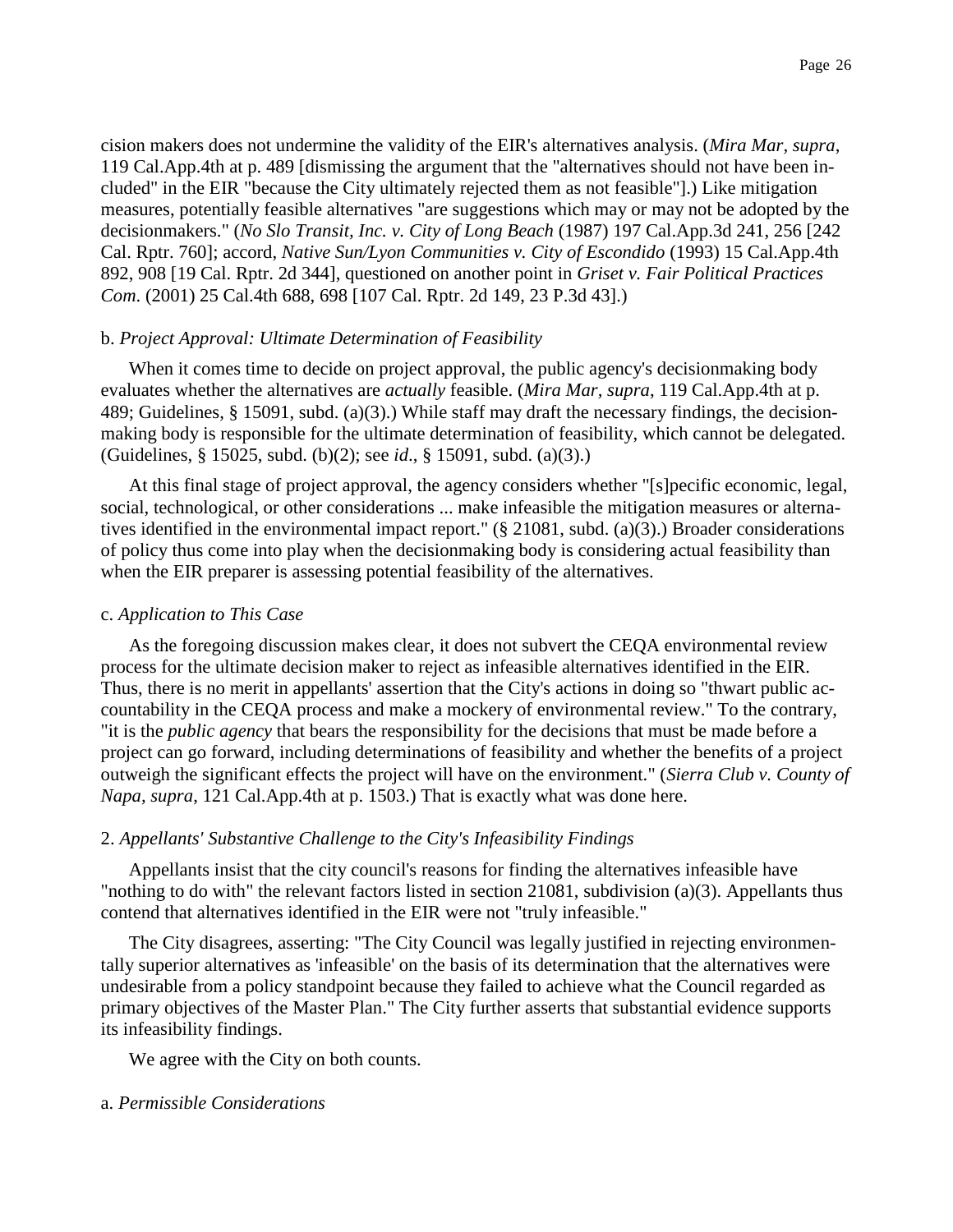cision makers does not undermine the validity of the EIR's alternatives analysis. (*Mira Mar, supra*, 119 Cal.App.4th at p. 489 [dismissing the argument that the "alternatives should not have been included" in the EIR "because the City ultimately rejected them as not feasible"].) Like mitigation measures, potentially feasible alternatives "are suggestions which may or may not be adopted by the decisionmakers." (*No Slo Transit, Inc. v. City of Long Beach* (1987) 197 Cal.App.3d 241, 256 [242 Cal. Rptr. 760]; accord, *Native Sun/Lyon Communities v. City of Escondido* (1993) 15 Cal.App.4th 892, 908 [19 Cal. Rptr. 2d 344], questioned on another point in *Griset v. Fair Political Practices Com.* (2001) 25 Cal.4th 688, 698 [107 Cal. Rptr. 2d 149, 23 P.3d 43].)

b. *Project Approval: Ultimate Determination of Feasibility*

When it comes time to decide on project approval, the public agency's decisionmaking body evaluates whether the alternatives are *actually* feasible. (*Mira Mar, supra*, 119 Cal.App.4th at p. 489; Guidelines, § 15091, subd. (a)(3).) While staff may draft the necessary findings, the decision-making body is responsible for the ultimate determination of feasibility, which cannot be delegated. (Guidelines, § 15025, subd. (b)(2); see *id*., § 15091, subd. (a)(3).)

At this final stage of project approval, the agency considers whether "[s]pecific economic, legal, social, technological, or other considerations ... make infeasible the mitigation measures or alternatives identified in the environmental impact report." (§ 21081, subd. (a)(3).) Broader considerations of policy thus come into play when the decisionmaking body is considering actual feasibility than when the EIR preparer is assessing potential feasibility of the alternatives.

c. *Application to This Case*

As the foregoing discussion makes clear, it does not subvert the CEQA environmental review process for the ultimate decision maker to reject as infeasible alternatives identified in the EIR. Thus, there is no merit in appellants' assertion that the City's actions in doing so "thwart public accountability in the CEQA process and make a mockery of environmental review." To the contrary, "it is the *public agency* that bears the responsibility for the decisions that must be made before a project can go forward, including determinations of feasibility and whether the benefits of a project outweigh the significant effects the project will have on the environment." (*Sierra Club v. County of Napa, supra*, 121 Cal.App.4th at p. 1503.) That is exactly what was done here.

2. *Appellants' Substantive Challenge to the City's Infeasibility Findings*

Appellants insist that the city council's reasons for finding the alternatives infeasible have "nothing to do with" the relevant factors listed in section 21081, subdivision (a)(3). Appellants thus contend that alternatives identified in the EIR were not "truly infeasible."

The City disagrees, asserting: "The City Council was legally justified in rejecting environmentally superior alternatives as 'infeasible' on the basis of its determination that the alternatives were undesirable from a policy standpoint because they failed to achieve what the Council regarded as primary objectives of the Master Plan." The City further asserts that substantial evidence supports its infeasibility findings.

We agree with the City on both counts.

a. *Permissible Considerations*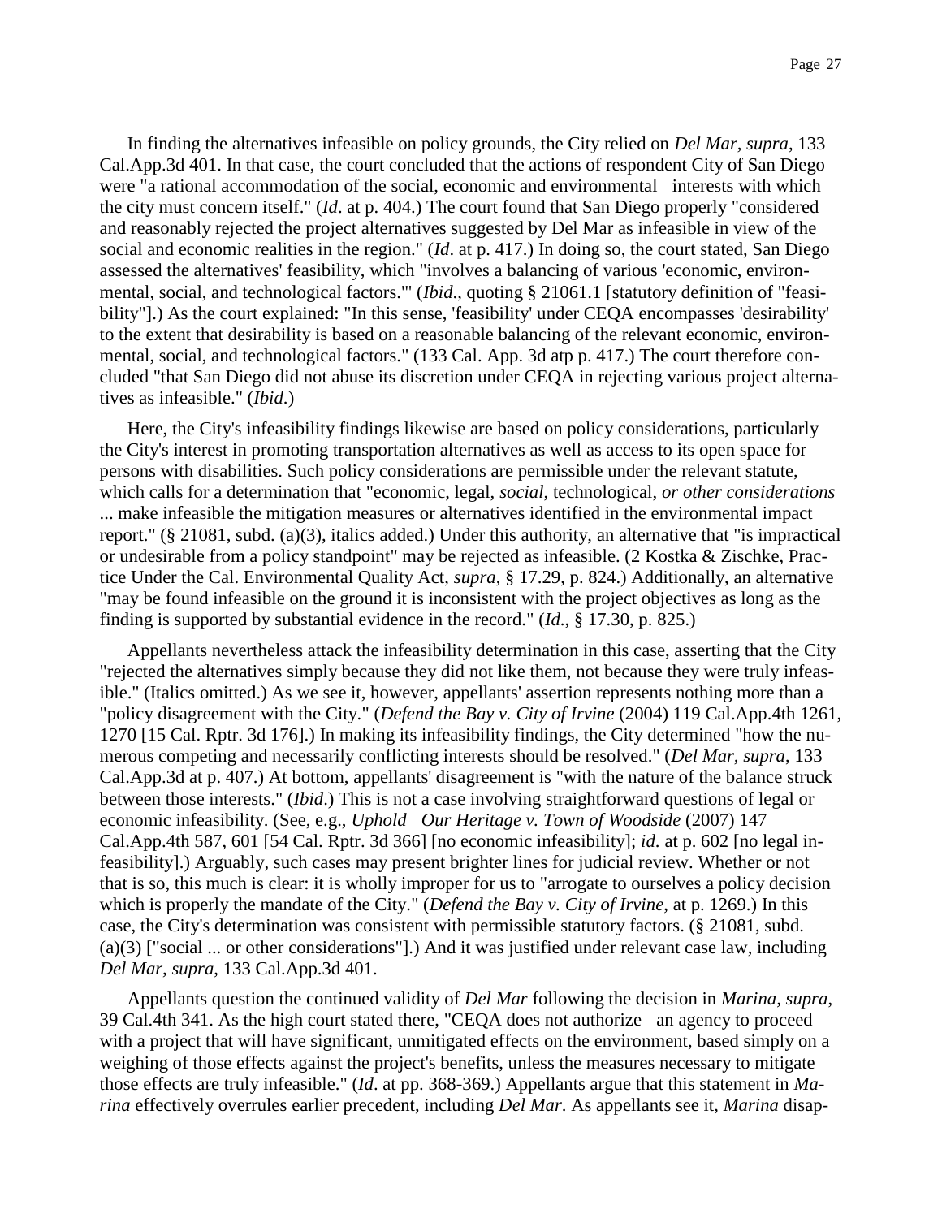In finding the alternatives infeasible on policy grounds, the City relied on *Del Mar*, *supra*, 133 Cal.App.3d 401. In that case, the court concluded that the actions of respondent City of San Diego were "a rational accommodation of the social, economic and environmental interests with which the city must concern itself." (*Id*. at p. 404.) The court found that San Diego properly "considered and reasonably rejected the project alternatives suggested by Del Mar as infeasible in view of the social and economic realities in the region." (*Id*. at p. 417.) In doing so, the court stated, San Diego assessed the alternatives' feasibility, which "involves a balancing of various 'economic, environmental, social, and technological factors.'" (*Ibid*., quoting § 21061.1 [statutory definition of "feasibility"].) As the court explained: "In this sense, 'feasibility' under CEQA encompasses 'desirability' to the extent that desirability is based on a reasonable balancing of the relevant economic, environmental, social, and technological factors." (133 Cal. App. 3d atp p. 417.) The court therefore concluded "that San Diego did not abuse its discretion under CEQA in rejecting various project alternatives as infeasible." (*Ibid*.)

Here, the City's infeasibility findings likewise are based on policy considerations, particularly the City's interest in promoting transportation alternatives as well as access to its open space for persons with disabilities. Such policy considerations are permissible under the relevant statute, which calls for a determination that "economic, legal, *social*, technological, *or other considerations* ... make infeasible the mitigation measures or alternatives identified in the environmental impact report." (§ 21081, subd. (a)(3), italics added.) Under this authority, an alternative that "is impractical or undesirable from a policy standpoint" may be rejected as infeasible. (2 Kostka & Zischke, Practice Under the Cal. Environmental Quality Act, *supra*, § 17.29, p. 824.) Additionally, an alternative "may be found infeasible on the ground it is inconsistent with the project objectives as long as the finding is supported by substantial evidence in the record." (*Id*., § 17.30, p. 825.)

Appellants nevertheless attack the infeasibility determination in this case, asserting that the City "rejected the alternatives simply because they did not like them, not because they were truly infeasible." (Italics omitted.) As we see it, however, appellants' assertion represents nothing more than a "policy disagreement with the City." (*Defend the Bay v. City of Irvine* (2004) 119 Cal.App.4th 1261, 1270 [15 Cal. Rptr. 3d 176].) In making its infeasibility findings, the City determined "how the numerous competing and necessarily conflicting interests should be resolved." (*Del Mar*, *supra*, 133 Cal.App.3d at p. 407.) At bottom, appellants' disagreement is "with the nature of the balance struck between those interests." (*Ibid*.) This is not a case involving straightforward questions of legal or economic infeasibility. (See, e.g., *Uphold Our Heritage v. Town of Woodside* (2007) 147 Cal.App.4th 587, 601 [54 Cal. Rptr. 3d 366] [no economic infeasibility]; *id*. at p. 602 [no legal infeasibility].) Arguably, such cases may present brighter lines for judicial review. Whether or not that is so, this much is clear: it is wholly improper for us to "arrogate to ourselves a policy decision which is properly the mandate of the City." (*Defend the Bay v. City of Irvine*, at p. 1269.) In this case, the City's determination was consistent with permissible statutory factors. (§ 21081, subd. (a)(3) ["social ... or other considerations"].) And it was justified under relevant case law, including *Del Mar, supra*, 133 Cal.App.3d 401.

Appellants question the continued validity of *Del Mar* following the decision in *Marina, supra*, 39 Cal.4th 341. As the high court stated there, "CEQA does not authorize an agency to proceed with a project that will have significant, unmitigated effects on the environment, based simply on a weighing of those effects against the project's benefits, unless the measures necessary to mitigate those effects are truly infeasible." (*Id*. at pp. 368-369.) Appellants argue that this statement in *Marina* effectively overrules earlier precedent, including *Del Mar*. As appellants see it, *Marina* disap-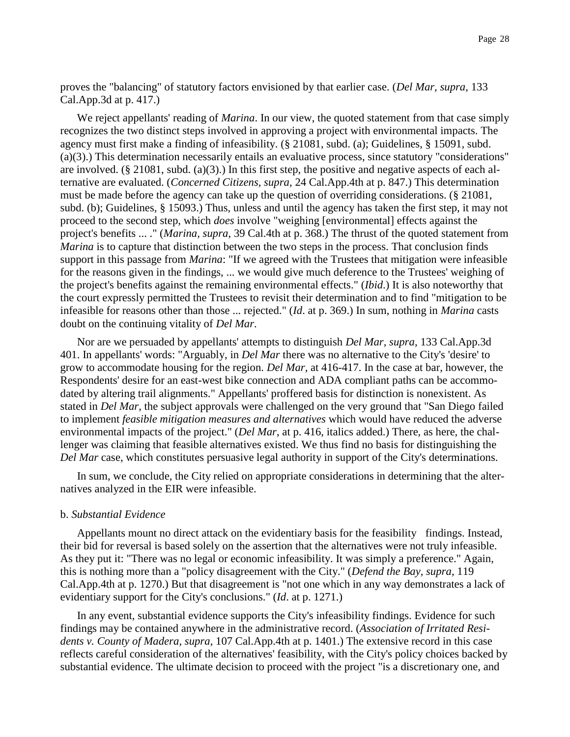proves the "balancing" of statutory factors envisioned by that earlier case. (*Del Mar, supra*, 133 Cal.App.3d at p. 417.)

We reject appellants' reading of *Marina*. In our view, the quoted statement from that case simply recognizes the two distinct steps involved in approving a project with environmental impacts. The agency must first make a finding of infeasibility. (§ 21081, subd. (a); Guidelines, § 15091, subd. (a)(3).) This determination necessarily entails an evaluative process, since statutory "considerations" are involved. (§ 21081, subd. (a)(3).) In this first step, the positive and negative aspects of each alternative are evaluated. (*Concerned Citizens, supra*, 24 Cal.App.4th at p. 847.) This determination must be made before the agency can take up the question of overriding considerations. (§ 21081, subd. (b); Guidelines, § 15093.) Thus, unless and until the agency has taken the first step, it may not proceed to the second step, which *does* involve "weighing [environmental] effects against the project's benefits ... ." (*Marina, supra*, 39 Cal.4th at p. 368.) The thrust of the quoted statement from *Marina* is to capture that distinction between the two steps in the process. That conclusion finds support in this passage from *Marina*: "If we agreed with the Trustees that mitigation were infeasible for the reasons given in the findings, ... we would give much deference to the Trustees' weighing of the project's benefits against the remaining environmental effects." (*Ibid*.) It is also noteworthy that the court expressly permitted the Trustees to revisit their determination and to find "mitigation to be infeasible for reasons other than those ... rejected." (*Id*. at p. 369.) In sum, nothing in *Marina* casts doubt on the continuing vitality of *Del Mar*.

Nor are we persuaded by appellants' attempts to distinguish *Del Mar, supra*, 133 Cal.App.3d 401. In appellants' words: "Arguably, in *Del Mar* there was no alternative to the City's 'desire' to grow to accommodate housing for the region. *Del Mar*, at 416-417. In the case at bar, however, the Respondents' desire for an east-west bike connection and ADA compliant paths can be accommodated by altering trail alignments." Appellants' proffered basis for distinction is nonexistent. As stated in *Del Mar*, the subject approvals were challenged on the very ground that "San Diego failed to implement *feasible mitigation measures and alternatives* which would have reduced the adverse environmental impacts of the project." (*Del Mar*, at p. 416, italics added.) There, as here, the challenger was claiming that feasible alternatives existed. We thus find no basis for distinguishing the *Del Mar* case, which constitutes persuasive legal authority in support of the City's determinations.

In sum, we conclude, the City relied on appropriate considerations in determining that the alternatives analyzed in the EIR were infeasible.

b. *Substantial Evidence*

Appellants mount no direct attack on the evidentiary basis for the feasibility findings. Instead, their bid for reversal is based solely on the assertion that the alternatives were not truly infeasible. As they put it: "There was no legal or economic infeasibility. It was simply a preference." Again, this is nothing more than a "policy disagreement with the City." (*Defend the Bay, supra*, 119 Cal.App.4th at p. 1270.) But that disagreement is "not one which in any way demonstrates a lack of evidentiary support for the City's conclusions." (*Id*. at p. 1271.)

In any event, substantial evidence supports the City's infeasibility findings. Evidence for such findings may be contained anywhere in the administrative record. (*Association of Irritated Residents v. County of Madera, supra*, 107 Cal.App.4th at p. 1401.) The extensive record in this case reflects careful consideration of the alternatives' feasibility, with the City's policy choices backed by substantial evidence. The ultimate decision to proceed with the project "is a discretionary one, and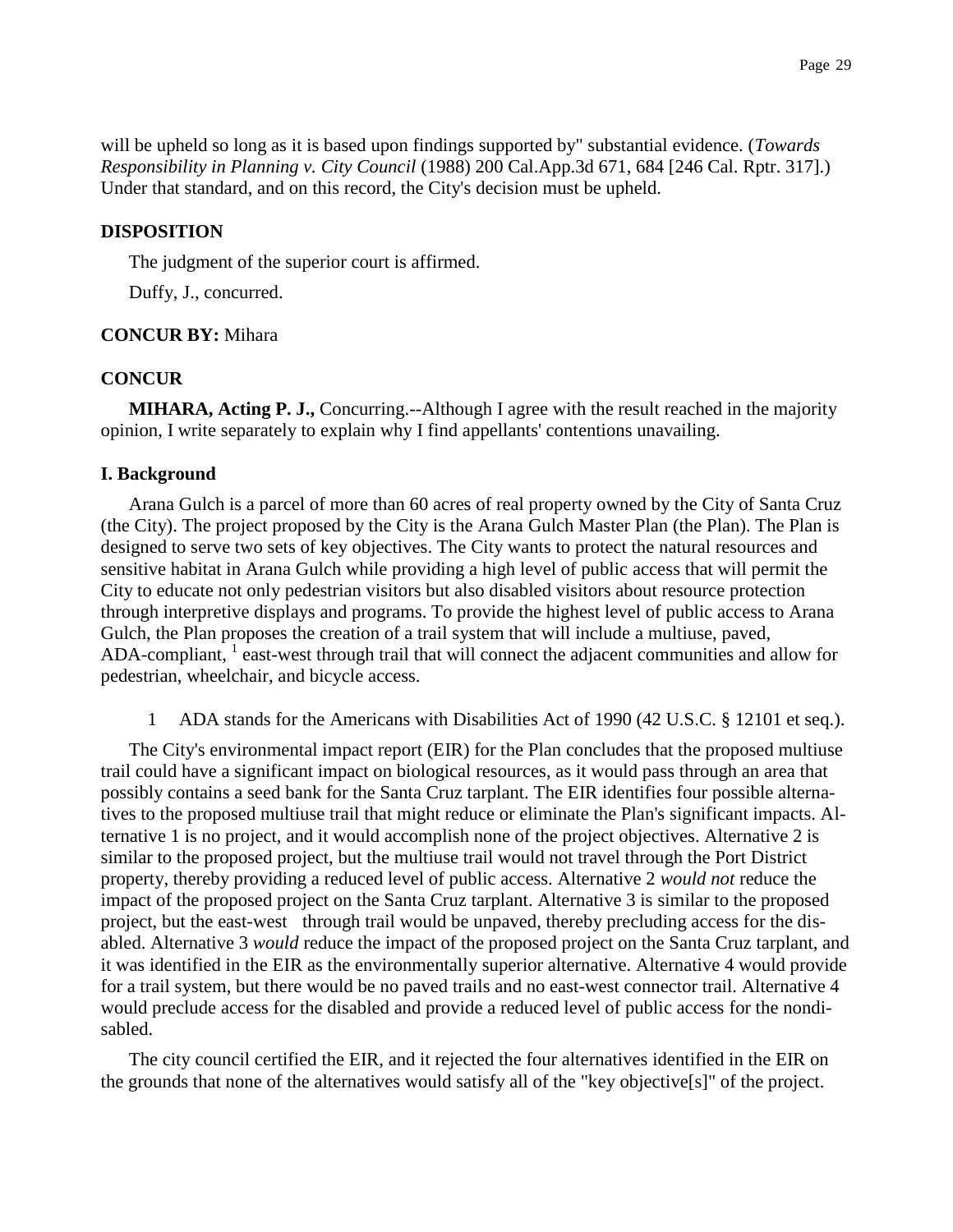will be upheld so long as it is based upon findings supported by" substantial evidence. (*Towards Responsibility in Planning v. City Council* (1988) 200 Cal.App.3d 671, 684 [246 Cal. Rptr. 317].) Under that standard, and on this record, the City's decision must be upheld.

### DISPOSITION

The judgment of the superior court is affirmed.

Duffy, J., concurred.

**CONCUR BY:** Mihara

### CONCUR

**MIHARA, Acting P. J.,** Concurring.--Although I agree with the result reached in the majority opinion, I write separately to explain why I find appellants' contentions unavailing.

### I. Background

Arana Gulch is a parcel of more than 60 acres of real property owned by the City of Santa Cruz (the City). The project proposed by the City is the Arana Gulch Master Plan (the Plan). The Plan is designed to serve two sets of key objectives. The City wants to protect the natural resources and sensitive habitat in Arana Gulch while providing a high level of public access that will permit the City to educate not only pedestrian visitors but also disabled visitors about resource protection through interpretive displays and programs. To provide the highest level of public access to Arana Gulch, the Plan proposes the creation of a trail system that will include a multiuse, paved, ADA-compliant, [1] east-west through trail that will connect the adjacent communities and allow for pedestrian, wheelchair, and bicycle access.

1 ADA stands for the Americans with Disabilities Act of 1990 (42 U.S.C. § 12101 et seq.).

The City's environmental impact report (EIR) for the Plan concludes that the proposed multiuse trail could have a significant impact on biological resources, as it would pass through an area that possibly contains a seed bank for the Santa Cruz tarplant. The EIR identifies four possible alternatives to the proposed multiuse trail that might reduce or eliminate the Plan's significant impacts. Alternative 1 is no project, and it would accomplish none of the project objectives. Alternative 2 is similar to the proposed project, but the multiuse trail would not travel through the Port District property, thereby providing a reduced level of public access. Alternative 2 *would not* reduce the impact of the proposed project on the Santa Cruz tarplant. Alternative 3 is similar to the proposed project, but the east-west through trail would be unpaved, thereby precluding access for the disabled. Alternative 3 *would* reduce the impact of the proposed project on the Santa Cruz tarplant, and it was identified in the EIR as the environmentally superior alternative. Alternative 4 would provide for a trail system, but there would be no paved trails and no east-west connector trail. Alternative 4 would preclude access for the disabled and provide a reduced level of public access for the nondisabled.

The city council certified the EIR, and it rejected the four alternatives identified in the EIR on the grounds that none of the alternatives would satisfy all of the "key objective[s]" of the project.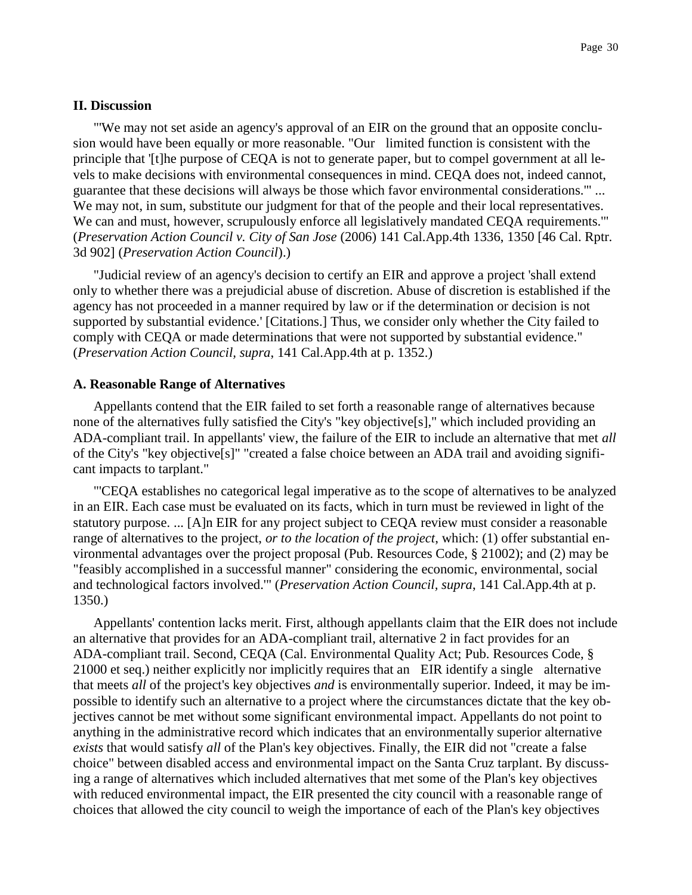## II. Discussion

"'We may not set aside an agency's approval of an EIR on the ground that an opposite conclusion would have been equally or more reasonable. "Our limited function is consistent with the principle that '[t]he purpose of CEQA is not to generate paper, but to compel government at all levels to make decisions with environmental consequences in mind. CEQA does not, indeed cannot, guarantee that these decisions will always be those which favor environmental considerations.'" ... We may not, in sum, substitute our judgment for that of the people and their local representatives. We can and must, however, scrupulously enforce all legislatively mandated CEQA requirements.'" (*Preservation Action Council v. City of San Jose* (2006) 141 Cal.App.4th 1336, 1350 [46 Cal. Rptr. 3d 902] (*Preservation Action Council*).)

"Judicial review of an agency's decision to certify an EIR and approve a project 'shall extend only to whether there was a prejudicial abuse of discretion. Abuse of discretion is established if the agency has not proceeded in a manner required by law or if the determination or decision is not supported by substantial evidence.' [Citations.] Thus, we consider only whether the City failed to comply with CEQA or made determinations that were not supported by substantial evidence." (*Preservation Action Council, supra*, 141 Cal.App.4th at p. 1352.)

### A. Reasonable Range of Alternatives

Appellants contend that the EIR failed to set forth a reasonable range of alternatives because none of the alternatives fully satisfied the City's "key objective[s]," which included providing an ADA-compliant trail. In appellants' view, the failure of the EIR to include an alternative that met *all* of the City's "key objective[s]" "created a false choice between an ADA trail and avoiding significant impacts to tarplant."

"'CEQA establishes no categorical legal imperative as to the scope of alternatives to be analyzed in an EIR. Each case must be evaluated on its facts, which in turn must be reviewed in light of the statutory purpose. ... [A]n EIR for any project subject to CEQA review must consider a reasonable range of alternatives to the project, *or to the location of the project*, which: (1) offer substantial environmental advantages over the project proposal (Pub. Resources Code, § 21002); and (2) may be "feasibly accomplished in a successful manner" considering the economic, environmental, social and technological factors involved.'" (*Preservation Action Council, supra*, 141 Cal.App.4th at p. 1350.)

Appellants' contention lacks merit. First, although appellants claim that the EIR does not include an alternative that provides for an ADA-compliant trail, alternative 2 in fact provides for an ADA-compliant trail. Second, CEQA (Cal. Environmental Quality Act; Pub. Resources Code, § 21000 et seq.) neither explicitly nor implicitly requires that an EIR identify a single alternative that meets *all* of the project's key objectives *and* is environmentally superior. Indeed, it may be impossible to identify such an alternative to a project where the circumstances dictate that the key objectives cannot be met without some significant environmental impact. Appellants do not point to anything in the administrative record which indicates that an environmentally superior alternative *exists* that would satisfy *all* of the Plan's key objectives. Finally, the EIR did not "create a false choice" between disabled access and environmental impact on the Santa Cruz tarplant. By discussing a range of alternatives which included alternatives that met some of the Plan's key objectives with reduced environmental impact, the EIR presented the city council with a reasonable range of choices that allowed the city council to weigh the importance of each of the Plan's key objectives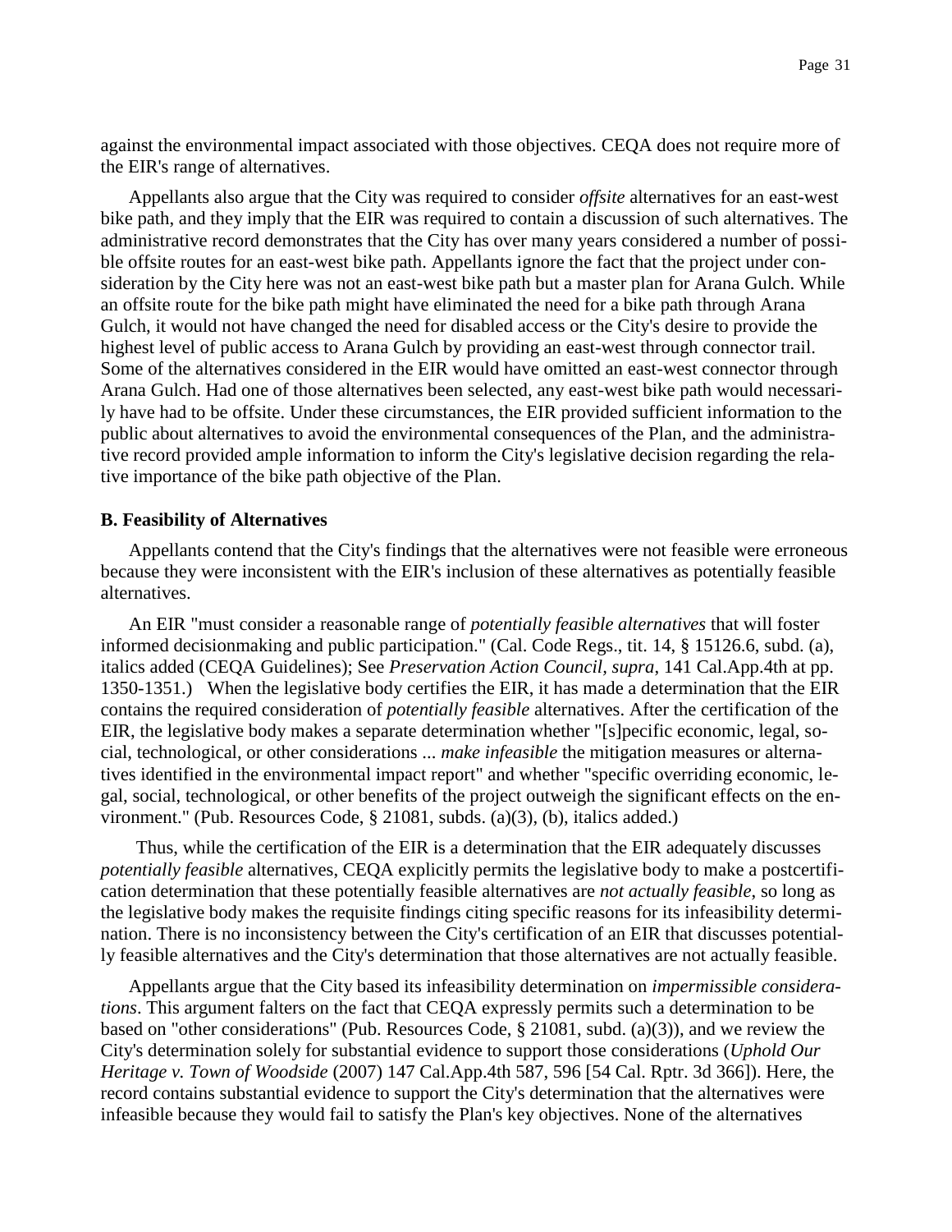against the environmental impact associated with those objectives. CEQA does not require more of the EIR's range of alternatives.

Appellants also argue that the City was required to consider *offsite* alternatives for an east-west bike path, and they imply that the EIR was required to contain a discussion of such alternatives. The administrative record demonstrates that the City has over many years considered a number of possible offsite routes for an east-west bike path. Appellants ignore the fact that the project under consideration by the City here was not an east-west bike path but a master plan for Arana Gulch. While an offsite route for the bike path might have eliminated the need for a bike path through Arana Gulch, it would not have changed the need for disabled access or the City's desire to provide the highest level of public access to Arana Gulch by providing an east-west through connector trail. Some of the alternatives considered in the EIR would have omitted an east-west connector through Arana Gulch. Had one of those alternatives been selected, any east-west bike path would necessarily have had to be offsite. Under these circumstances, the EIR provided sufficient information to the public about alternatives to avoid the environmental consequences of the Plan, and the administrative record provided ample information to inform the City's legislative decision regarding the relative importance of the bike path objective of the Plan.

**B. Feasibility of Alternatives**

Appellants contend that the City's findings that the alternatives were not feasible were erroneous because they were inconsistent with the EIR's inclusion of these alternatives as potentially feasible alternatives.

An EIR "must consider a reasonable range of *potentially feasible alternatives* that will foster informed decisionmaking and public participation." (Cal. Code Regs., tit. 14, § 15126.6, subd. (a), italics added (CEQA Guidelines); See *Preservation Action Council*, *supra*, 141 Cal.App.4th at pp. 1350-1351.) When the legislative body certifies the EIR, it has made a determination that the EIR contains the required consideration of *potentially feasible* alternatives. After the certification of the EIR, the legislative body makes a separate determination whether "[s]pecific economic, legal, social, technological, or other considerations ... *make infeasible* the mitigation measures or alternatives identified in the environmental impact report" and whether "specific overriding economic, legal, social, technological, or other benefits of the project outweigh the significant effects on the environment." (Pub. Resources Code, § 21081, subds. (a)(3), (b), italics added.)

Thus, while the certification of the EIR is a determination that the EIR adequately discusses *potentially feasible* alternatives, CEQA explicitly permits the legislative body to make a postcertification determination that these potentially feasible alternatives are *not actually feasible*, so long as the legislative body makes the requisite findings citing specific reasons for its infeasibility determination. There is no inconsistency between the City's certification of an EIR that discusses potentially feasible alternatives and the City's determination that those alternatives are not actually feasible.

Appellants argue that the City based its infeasibility determination on *impermissible considerations*. This argument falters on the fact that CEQA expressly permits such a determination to be based on "other considerations" (Pub. Resources Code, § 21081, subd. (a)(3)), and we review the City's determination solely for substantial evidence to support those considerations (*Uphold Our Heritage v. Town of Woodside* (2007) 147 Cal.App.4th 587, 596 [54 Cal. Rptr. 3d 366]). Here, the record contains substantial evidence to support the City's determination that the alternatives were infeasible because they would fail to satisfy the Plan's key objectives. None of the alternatives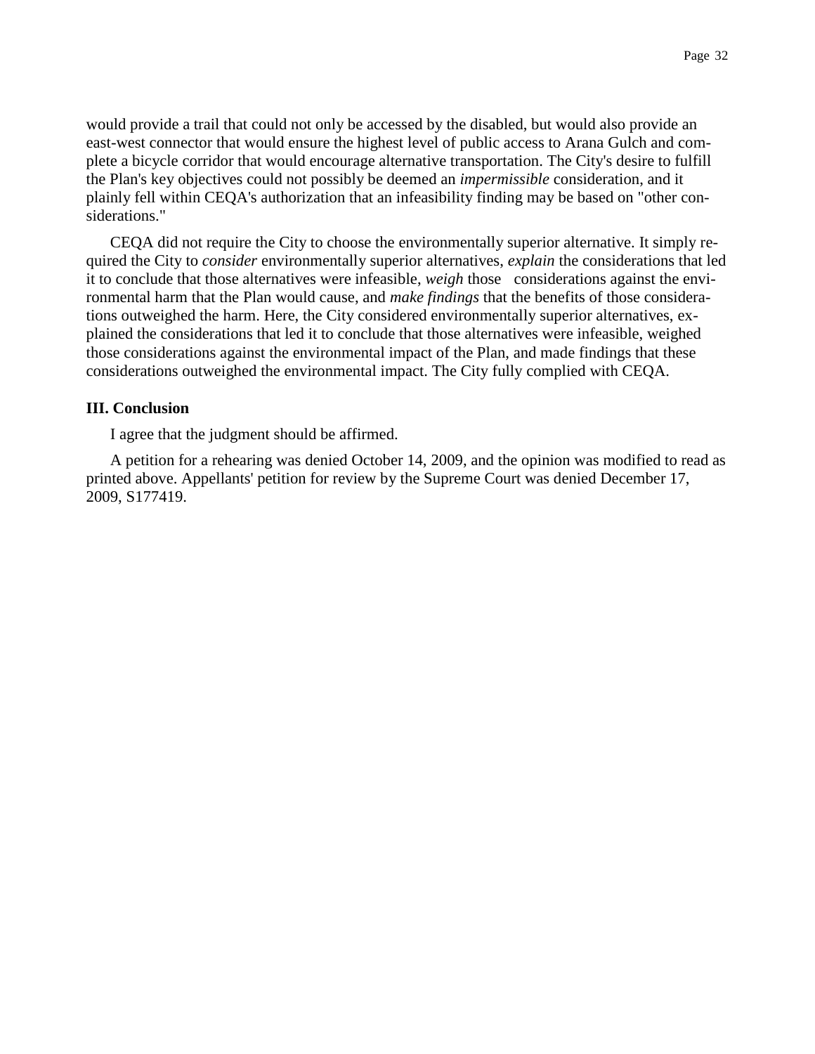would provide a trail that could not only be accessed by the disabled, but would also provide an east-west connector that would ensure the highest level of public access to Arana Gulch and complete a bicycle corridor that would encourage alternative transportation. The City's desire to fulfill the Plan's key objectives could not possibly be deemed an *impermissible* consideration, and it plainly fell within CEQA's authorization that an infeasibility finding may be based on "other considerations."

CEQA did not require the City to choose the environmentally superior alternative. It simply required the City to *consider* environmentally superior alternatives, *explain* the considerations that led it to conclude that those alternatives were infeasible, *weigh* those considerations against the environmental harm that the Plan would cause, and *make findings* that the benefits of those considerations outweighed the harm. Here, the City considered environmentally superior alternatives, explained the considerations that led it to conclude that those alternatives were infeasible, weighed those considerations against the environmental impact of the Plan, and made findings that these considerations outweighed the environmental impact. The City fully complied with CEQA.

### III. Conclusion

I agree that the judgment should be affirmed.

A petition for a rehearing was denied October 14, 2009, and the opinion was modified to read as printed above. Appellants' petition for review by the Supreme Court was denied December 17, 2009, S177419.